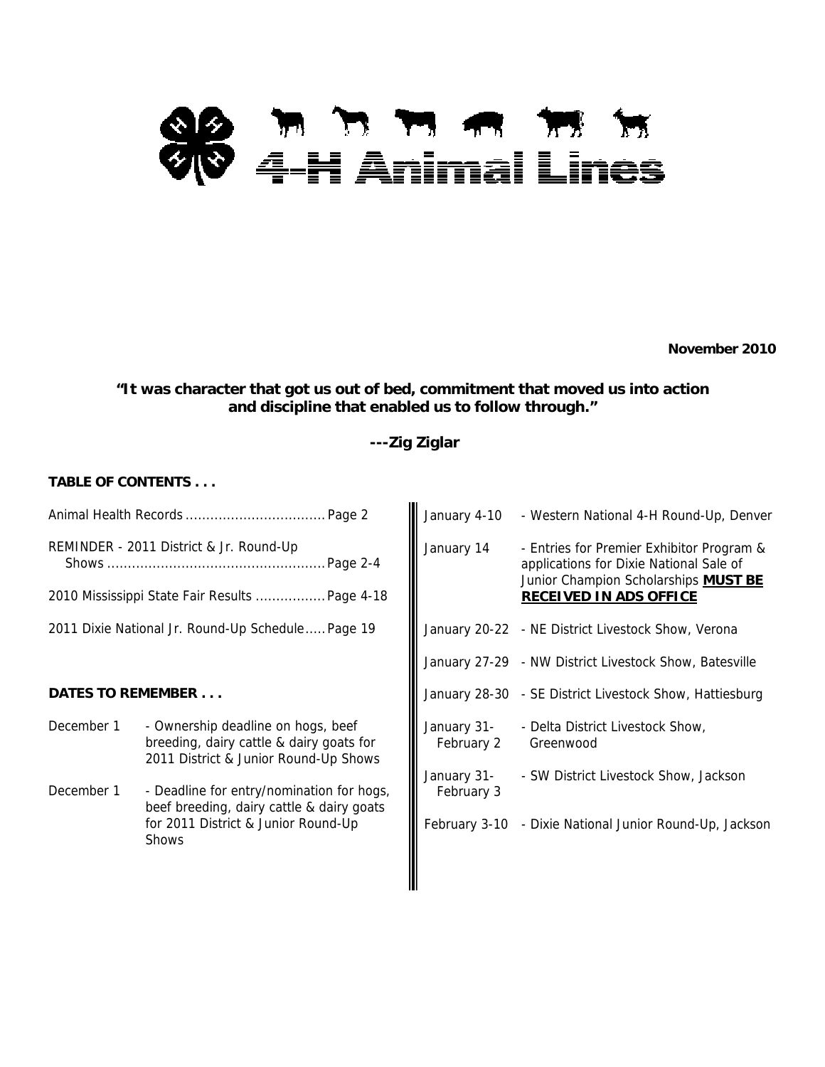# 4-H Animal Lines

**November 2010**

**"It was character that got us out of bed, commitment that moved us into action and discipline that enabled us to follow through."**

**---Zig Ziglar**

**TABLE OF CONTENTS . . .**

Animal Health Records .................................. Page 2

REMINDER - 2011 District & Jr. Round-Up Shows .................................................... Page 2-4

2010 Mississippi State Fair Results ................. Page 4-18

2011 Dixie National Jr. Round-Up Schedule..... Page 19

**DATES TO REMEMBER . . .**

| | |
|---|---|
| December 1 | - Ownership deadline on hogs, beef breeding, dairy cattle & dairy goats for 2011 District & Junior Round-Up Shows |
| December 1 | - Deadline for entry/nomination for hogs, beef breeding, dairy cattle & dairy goats for 2011 District & Junior Round-Up Shows |
| January 4-10 | - Western National 4-H Round-Up, Denver |
| January 14 | - Entries for Premier Exhibitor Program & applications for Dixie National Sale of Junior Champion Scholarships **MUST BE RECEIVED IN ADS OFFICE** |
| January 20-22 | - NE District Livestock Show, Verona |
| January 27-29 | - NW District Livestock Show, Batesville |
| January 28-30 | - SE District Livestock Show, Hattiesburg |
| January 31-February 2 | - Delta District Livestock Show, Greenwood |
| January 31-February 3 | - SW District Livestock Show, Jackson |
| February 3-10 | - Dixie National Junior Round-Up, Jackson |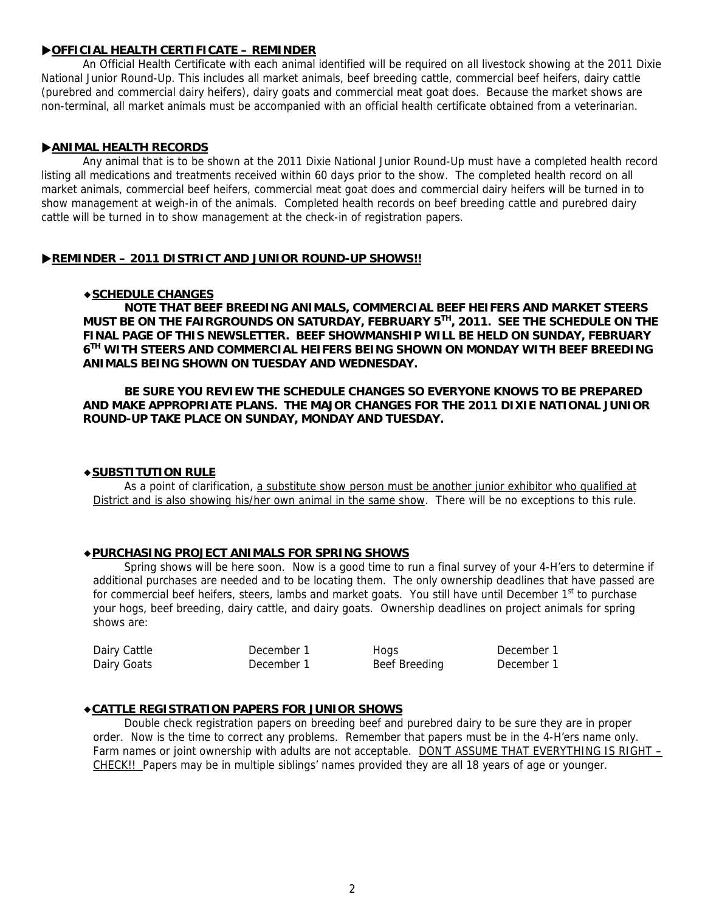## ▶OFFICIAL HEALTH CERTIFICATE – REMINDER

An Official Health Certificate with each animal identified will be required on all livestock showing at the 2011 Dixie National Junior Round-Up. This includes all market animals, beef breeding cattle, commercial beef heifers, dairy cattle (purebred and commercial dairy heifers), dairy goats and commercial meat goat does. Because the market shows are non-terminal, all market animals must be accompanied with an official health certificate obtained from a veterinarian.

## ▶ANIMAL HEALTH RECORDS

Any animal that is to be shown at the 2011 Dixie National Junior Round-Up must have a completed health record listing all medications and treatments received within 60 days prior to the show. The completed health record on all market animals, commercial beef heifers, commercial meat goat does and commercial dairy heifers will be turned in to show management at weigh-in of the animals. Completed health records on beef breeding cattle and purebred dairy cattle will be turned in to show management at the check-in of registration papers.

## ▶REMINDER – 2011 DISTRICT AND JUNIOR ROUND-UP SHOWS!!

### ◆SCHEDULE CHANGES

**NOTE THAT BEEF BREEDING ANIMALS, COMMERCIAL BEEF HEIFERS AND MARKET STEERS MUST BE ON THE FAIRGROUNDS ON SATURDAY, FEBRUARY 5TH, 2011. SEE THE SCHEDULE ON THE FINAL PAGE OF THIS NEWSLETTER. BEEF SHOWMANSHIP WILL BE HELD ON SUNDAY, FEBRUARY 6TH WITH STEERS AND COMMERCIAL HEIFERS BEING SHOWN ON MONDAY WITH BEEF BREEDING ANIMALS BEING SHOWN ON TUESDAY AND WEDNESDAY.**

**BE SURE YOU REVIEW THE SCHEDULE CHANGES SO EVERYONE KNOWS TO BE PREPARED AND MAKE APPROPRIATE PLANS. THE MAJOR CHANGES FOR THE 2011 DIXIE NATIONAL JUNIOR ROUND-UP TAKE PLACE ON SUNDAY, MONDAY AND TUESDAY.**

### ◆SUBSTITUTION RULE

As a point of clarification, a substitute show person must be another junior exhibitor who qualified at District and is also showing his/her own animal in the same show. There will be no exceptions to this rule.

### ◆PURCHASING PROJECT ANIMALS FOR SPRING SHOWS

Spring shows will be here soon. Now is a good time to run a final survey of your 4-H'ers to determine if additional purchases are needed and to be locating them. The only ownership deadlines that have passed are for commercial beef heifers, steers, lambs and market goats. You still have until December 1st to purchase your hogs, beef breeding, dairy cattle, and dairy goats. Ownership deadlines on project animals for spring shows are:

| | | | |
|---|---|---|---|
| Dairy Cattle | December 1 | Hogs | December 1 |
| Dairy Goats | December 1 | Beef Breeding | December 1 |

### ◆CATTLE REGISTRATION PAPERS FOR JUNIOR SHOWS

Double check registration papers on breeding beef and purebred dairy to be sure they are in proper order. Now is the time to correct any problems. Remember that papers must be in the 4-H'ers name only. Farm names or joint ownership with adults are not acceptable. DON'T ASSUME THAT EVERYTHING IS RIGHT – CHECK!! Papers may be in multiple siblings' names provided they are all 18 years of age or younger.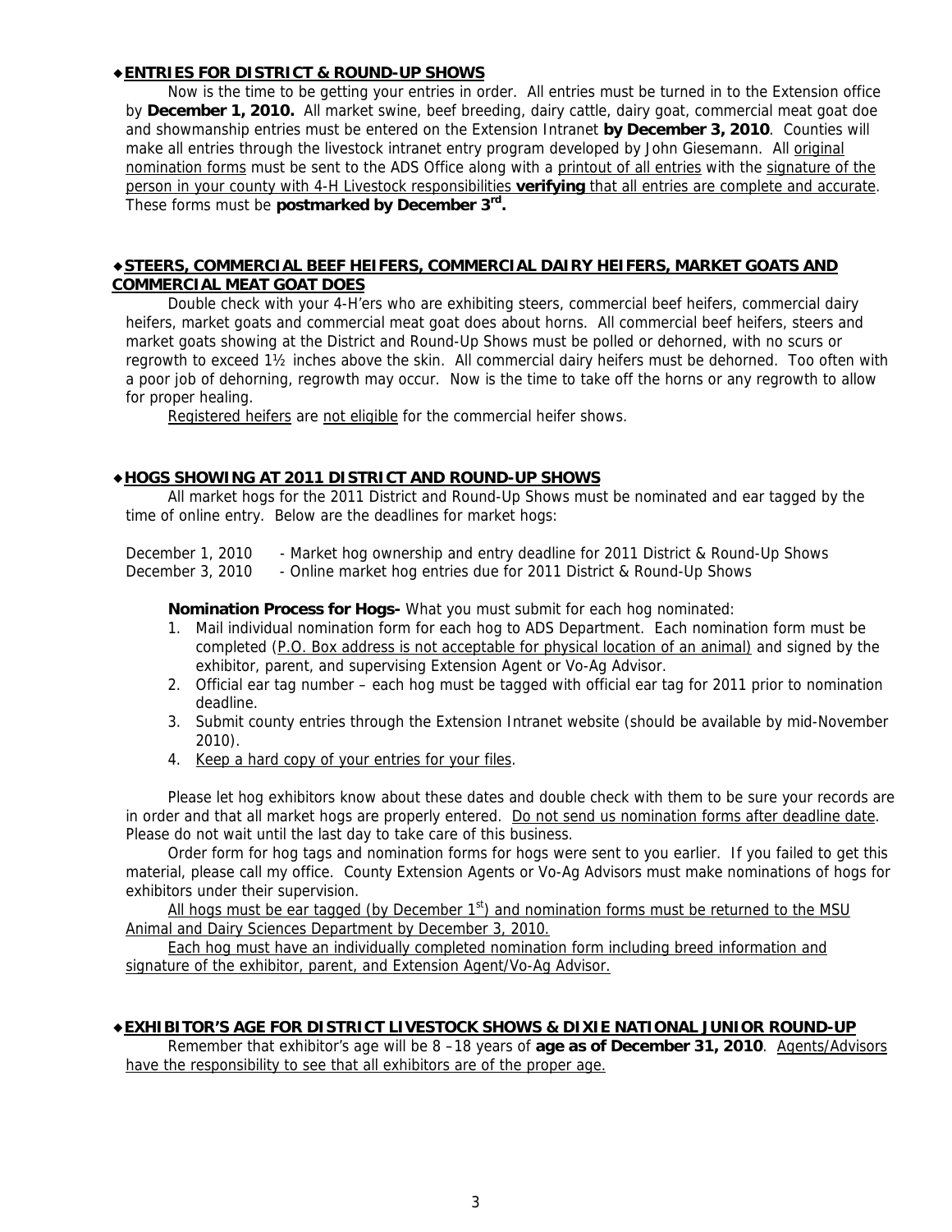## ◆ENTRIES FOR DISTRICT & ROUND-UP SHOWS

Now is the time to be getting your entries in order. All entries must be turned in to the Extension office by **December 1, 2010.** All market swine, beef breeding, dairy cattle, dairy goat, commercial meat goat doe and showmanship entries must be entered on the Extension Intranet **by December 3, 2010**. Counties will make all entries through the livestock intranet entry program developed by John Giesemann. All original nomination forms must be sent to the ADS Office along with a printout of all entries with the signature of the person in your county with 4-H Livestock responsibilities **verifying** that all entries are complete and accurate. These forms must be **postmarked by December 3rd.**

## ◆STEERS, COMMERCIAL BEEF HEIFERS, COMMERCIAL DAIRY HEIFERS, MARKET GOATS AND COMMERCIAL MEAT GOAT DOES

Double check with your 4-H'ers who are exhibiting steers, commercial beef heifers, commercial dairy heifers, market goats and commercial meat goat does about horns. All commercial beef heifers, steers and market goats showing at the District and Round-Up Shows must be polled or dehorned, with no scurs or regrowth to exceed 1½ inches above the skin. All commercial dairy heifers must be dehorned. Too often with a poor job of dehorning, regrowth may occur. Now is the time to take off the horns or any regrowth to allow for proper healing.

Registered heifers are not eligible for the commercial heifer shows.

## ◆HOGS SHOWING AT 2011 DISTRICT AND ROUND-UP SHOWS

All market hogs for the 2011 District and Round-Up Shows must be nominated and ear tagged by the time of online entry. Below are the deadlines for market hogs:

December 1, 2010 - Market hog ownership and entry deadline for 2011 District & Round-Up Shows
December 3, 2010 - Online market hog entries due for 2011 District & Round-Up Shows

**Nomination Process for Hogs-** What you must submit for each hog nominated:

1. Mail individual nomination form for each hog to ADS Department. Each nomination form must be completed (P.O. Box address is not acceptable for physical location of an animal) and signed by the exhibitor, parent, and supervising Extension Agent or Vo-Ag Advisor.
2. Official ear tag number – each hog must be tagged with official ear tag for 2011 prior to nomination deadline.
3. Submit county entries through the Extension Intranet website (should be available by mid-November 2010).
4. Keep a hard copy of your entries for your files.

Please let hog exhibitors know about these dates and double check with them to be sure your records are in order and that all market hogs are properly entered. Do not send us nomination forms after deadline date. Please do not wait until the last day to take care of this business.

Order form for hog tags and nomination forms for hogs were sent to you earlier. If you failed to get this material, please call my office. County Extension Agents or Vo-Ag Advisors must make nominations of hogs for exhibitors under their supervision.

All hogs must be ear tagged (by December 1st) and nomination forms must be returned to the MSU Animal and Dairy Sciences Department by December 3, 2010.

Each hog must have an individually completed nomination form including breed information and signature of the exhibitor, parent, and Extension Agent/Vo-Ag Advisor.

## ◆EXHIBITOR'S AGE FOR DISTRICT LIVESTOCK SHOWS & DIXIE NATIONAL JUNIOR ROUND-UP

Remember that exhibitor's age will be 8 –18 years of **age as of December 31, 2010**. Agents/Advisors have the responsibility to see that all exhibitors are of the proper age.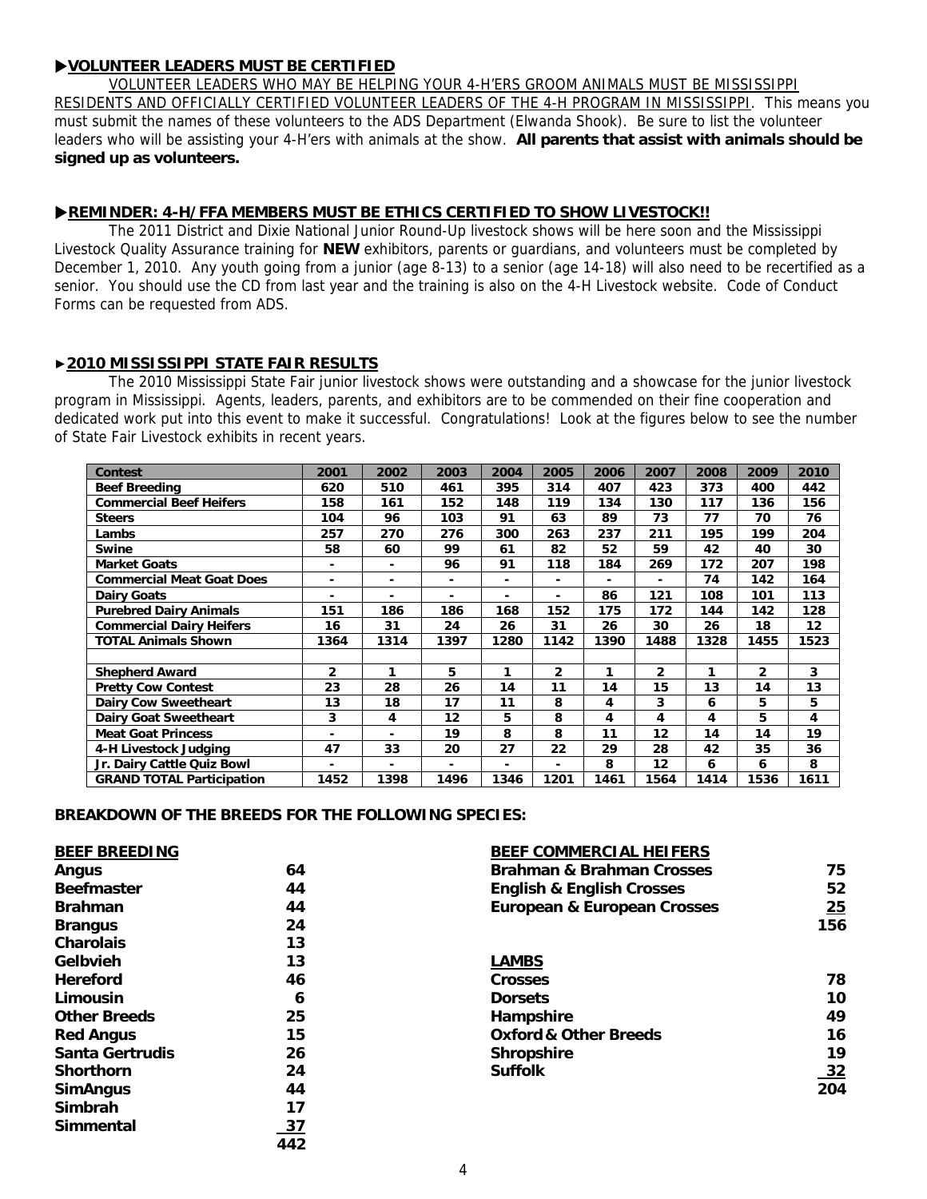## ▶VOLUNTEER LEADERS MUST BE CERTIFIED

VOLUNTEER LEADERS WHO MAY BE HELPING YOUR 4-H'ERS GROOM ANIMALS MUST BE MISSISSIPPI RESIDENTS AND OFFICIALLY CERTIFIED VOLUNTEER LEADERS OF THE 4-H PROGRAM IN MISSISSIPPI. This means you must submit the names of these volunteers to the ADS Department (Elwanda Shook). Be sure to list the volunteer leaders who will be assisting your 4-H'ers with animals at the show. **All parents that assist with animals should be signed up as volunteers.**

## ▶REMINDER: 4-H/FFA MEMBERS MUST BE ETHICS CERTIFIED TO SHOW LIVESTOCK!!

The 2011 District and Dixie National Junior Round-Up livestock shows will be here soon and the Mississippi Livestock Quality Assurance training for **NEW** exhibitors, parents or guardians, and volunteers must be completed by December 1, 2010. Any youth going from a junior (age 8-13) to a senior (age 14-18) will also need to be recertified as a senior. You should use the CD from last year and the training is also on the 4-H Livestock website. Code of Conduct Forms can be requested from ADS.

## ►2010 MISSISSIPPI STATE FAIR RESULTS

The 2010 Mississippi State Fair junior livestock shows were outstanding and a showcase for the junior livestock program in Mississippi. Agents, leaders, parents, and exhibitors are to be commended on their fine cooperation and dedicated work put into this event to make it successful. Congratulations! Look at the figures below to see the number of State Fair Livestock exhibits in recent years.

| Contest | 2001 | 2002 | 2003 | 2004 | 2005 | 2006 | 2007 | 2008 | 2009 | 2010 |
|---|---|---|---|---|---|---|---|---|---|---|
| Beef Breeding | 620 | 510 | 461 | 395 | 314 | 407 | 423 | 373 | 400 | 442 |
| Commercial Beef Heifers | 158 | 161 | 152 | 148 | 119 | 134 | 130 | 117 | 136 | 156 |
| Steers | 104 | 96 | 103 | 91 | 63 | 89 | 73 | 77 | 70 | 76 |
| Lambs | 257 | 270 | 276 | 300 | 263 | 237 | 211 | 195 | 199 | 204 |
| Swine | 58 | 60 | 99 | 61 | 82 | 52 | 59 | 42 | 40 | 30 |
| Market Goats | - | - | 96 | 91 | 118 | 184 | 269 | 172 | 207 | 198 |
| Commercial Meat Goat Does | - | - | - | - | - | - | - | 74 | 142 | 164 |
| Dairy Goats | - | - | - | - | - | 86 | 121 | 108 | 101 | 113 |
| Purebred Dairy Animals | 151 | 186 | 186 | 168 | 152 | 175 | 172 | 144 | 142 | 128 |
| Commercial Dairy Heifers | 16 | 31 | 24 | 26 | 31 | 26 | 30 | 26 | 18 | 12 |
| TOTAL Animals Shown | 1364 | 1314 | 1397 | 1280 | 1142 | 1390 | 1488 | 1328 | 1455 | 1523 |
| | | | | | | | | | | |
| Shepherd Award | 2 | 1 | 5 | 1 | 2 | 1 | 2 | 1 | 2 | 3 |
| Pretty Cow Contest | 23 | 28 | 26 | 14 | 11 | 14 | 15 | 13 | 14 | 13 |
| Dairy Cow Sweetheart | 13 | 18 | 17 | 11 | 8 | 4 | 3 | 6 | 5 | 5 |
| Dairy Goat Sweetheart | 3 | 4 | 12 | 5 | 8 | 4 | 4 | 4 | 5 | 4 |
| Meat Goat Princess | - | - | 19 | 8 | 8 | 11 | 12 | 14 | 14 | 19 |
| 4-H Livestock Judging | 47 | 33 | 20 | 27 | 22 | 29 | 28 | 42 | 35 | 36 |
| Jr. Dairy Cattle Quiz Bowl | - | - | - | - | - | 8 | 12 | 6 | 6 | 8 |
| GRAND TOTAL Participation | 1452 | 1398 | 1496 | 1346 | 1201 | 1461 | 1564 | 1414 | 1536 | 1611 |

**BREAKDOWN OF THE BREEDS FOR THE FOLLOWING SPECIES:**

| BEEF BREEDING | |
|---|---|
| Angus | 64 |
| Beefmaster | 44 |
| Brahman | 44 |
| Brangus | 24 |
| Charolais | 13 |
| Gelbvieh | 13 |
| Hereford | 46 |
| Limousin | 6 |
| Other Breeds | 25 |
| Red Angus | 15 |
| Santa Gertrudis | 26 |
| Shorthorn | 24 |
| SimAngus | 44 |
| Simbrah | 17 |
| Simmental | 37 |
| | 442 |

| BEEF COMMERCIAL HEIFERS | |
|---|---|
| Brahman & Brahman Crosses | 75 |
| English & English Crosses | 52 |
| European & European Crosses | 25 |
| | 156 |

| LAMBS | |
|---|---|
| Crosses | 78 |
| Dorsets | 10 |
| Hampshire | 49 |
| Oxford & Other Breeds | 16 |
| Shropshire | 19 |
| Suffolk | 32 |
| | 204 |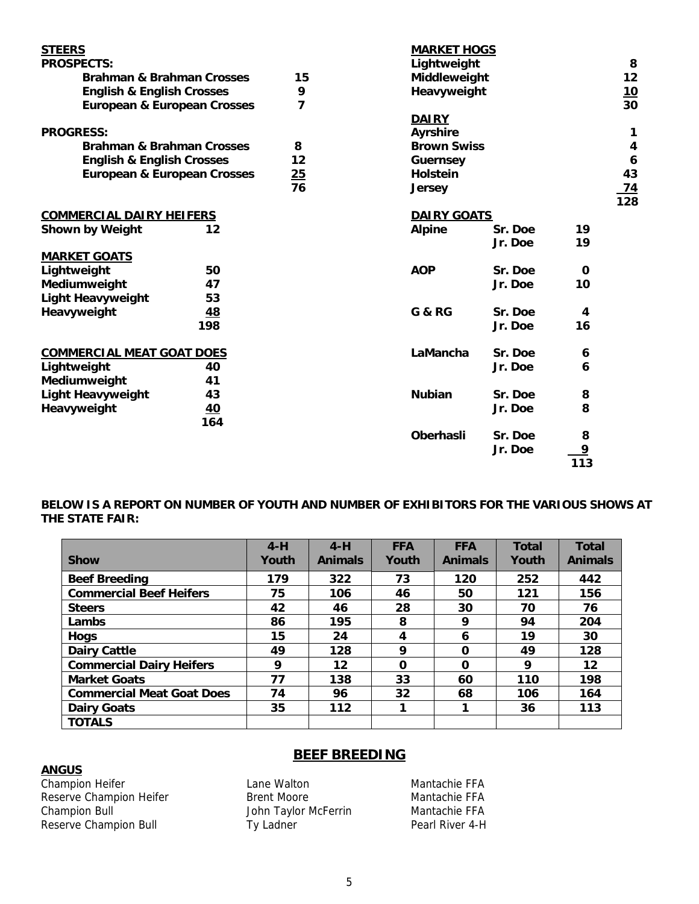**STEERS**

**PROSPECTS:**

| | |
|---|---|
| **Brahman & Brahman Crosses** | **15** |
| **English & English Crosses** | **9** |
| **European & European Crosses** | **7** |

**PROGRESS:**

| | |
|---|---|
| **Brahman & Brahman Crosses** | **8** |
| **English & English Crosses** | **12** |
| **European & European Crosses** | **25** |
| | **76** |

**COMMERCIAL DAIRY HEIFERS**

| | |
|---|---|
| **Shown by Weight** | **12** |

**MARKET GOATS**

| | |
|---|---|
| **Lightweight** | **50** |
| **Mediumweight** | **47** |
| **Light Heavyweight** | **53** |
| **Heavyweight** | **48** |
| | **198** |

**COMMERCIAL MEAT GOAT DOES**

| | |
|---|---|
| **Lightweight** | **40** |
| **Mediumweight** | **41** |
| **Light Heavyweight** | **43** |
| **Heavyweight** | **40** |
| | **164** |

**MARKET HOGS**

| | |
|---|---|
| **Lightweight** | **8** |
| **Middleweight** | **12** |
| **Heavyweight** | **10** |
| | **30** |

**DAIRY**

| | |
|---|---|
| **Ayrshire** | **1** |
| **Brown Swiss** | **4** |
| **Guernsey** | **6** |
| **Holstein** | **43** |
| **Jersey** | **74** |
| | **128** |

**DAIRY GOATS**

| | | |
|---|---|---|
| **Alpine** | **Sr. Doe** | **19** |
| | **Jr. Doe** | **19** |
| **AOP** | **Sr. Doe** | **0** |
| | **Jr. Doe** | **10** |
| **G & RG** | **Sr. Doe** | **4** |
| | **Jr. Doe** | **16** |
| **LaMancha** | **Sr. Doe** | **6** |
| | **Jr. Doe** | **6** |
| **Nubian** | **Sr. Doe** | **8** |
| | **Jr. Doe** | **8** |
| **Oberhasli** | **Sr. Doe** | **8** |
| | **Jr. Doe** | **9** |
| | | **113** |

**BELOW IS A REPORT ON NUMBER OF YOUTH AND NUMBER OF EXHIBITORS FOR THE VARIOUS SHOWS AT THE STATE FAIR:**

| Show | 4-H Youth | 4-H Animals | FFA Youth | FFA Animals | Total Youth | Total Animals |
|---|---|---|---|---|---|---|
| **Beef Breeding** | 179 | 322 | 73 | 120 | 252 | 442 |
| **Commercial Beef Heifers** | 75 | 106 | 46 | 50 | 121 | 156 |
| **Steers** | 42 | 46 | 28 | 30 | 70 | 76 |
| **Lambs** | 86 | 195 | 8 | 9 | 94 | 204 |
| **Hogs** | 15 | 24 | 4 | 6 | 19 | 30 |
| **Dairy Cattle** | 49 | 128 | 9 | 0 | 49 | 128 |
| **Commercial Dairy Heifers** | 9 | 12 | 0 | 0 | 9 | 12 |
| **Market Goats** | 77 | 138 | 33 | 60 | 110 | 198 |
| **Commercial Meat Goat Does** | 74 | 96 | 32 | 68 | 106 | 164 |
| **Dairy Goats** | 35 | 112 | 1 | 1 | 36 | 113 |
| **TOTALS** | | | | | | |

## BEEF BREEDING

**ANGUS**

| | | |
|---|---|---|
| Champion Heifer | Lane Walton | Mantachie FFA |
| Reserve Champion Heifer | Brent Moore | Mantachie FFA |
| Champion Bull | John Taylor McFerrin | Mantachie FFA |
| Reserve Champion Bull | Ty Ladner | Pearl River 4-H |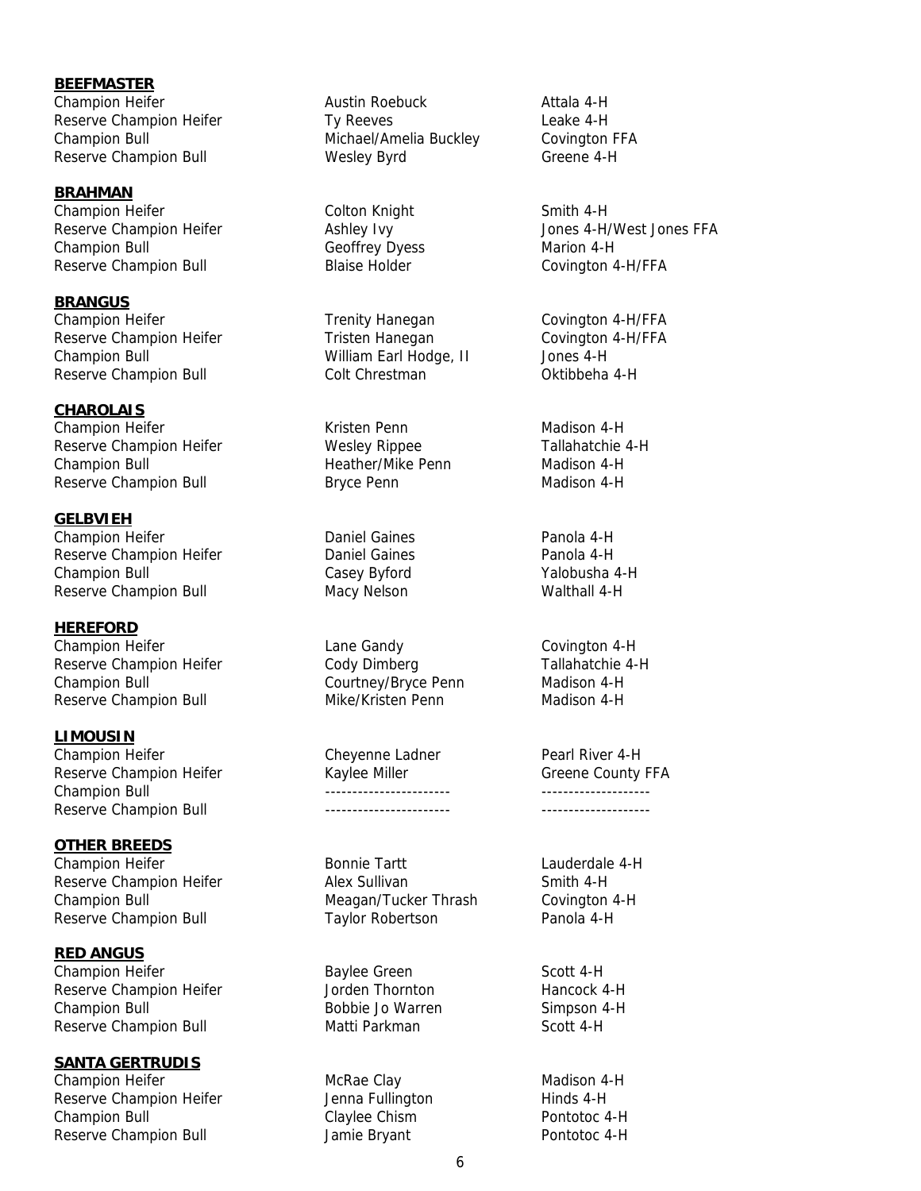**BEEFMASTER**

| | | |
|---|---|---|
| Champion Heifer | Austin Roebuck | Attala 4-H |
| Reserve Champion Heifer | Ty Reeves | Leake 4-H |
| Champion Bull | Michael/Amelia Buckley | Covington FFA |
| Reserve Champion Bull | Wesley Byrd | Greene 4-H |

**BRAHMAN**

| | | |
|---|---|---|
| Champion Heifer | Colton Knight | Smith 4-H |
| Reserve Champion Heifer | Ashley Ivy | Jones 4-H/West Jones FFA |
| Champion Bull | Geoffrey Dyess | Marion 4-H |
| Reserve Champion Bull | Blaise Holder | Covington 4-H/FFA |

**BRANGUS**

| | | |
|---|---|---|
| Champion Heifer | Trenity Hanegan | Covington 4-H/FFA |
| Reserve Champion Heifer | Tristen Hanegan | Covington 4-H/FFA |
| Champion Bull | William Earl Hodge, II | Jones 4-H |
| Reserve Champion Bull | Colt Chrestman | Oktibbeha 4-H |

**CHAROLAIS**

| | | |
|---|---|---|
| Champion Heifer | Kristen Penn | Madison 4-H |
| Reserve Champion Heifer | Wesley Rippee | Tallahatchie 4-H |
| Champion Bull | Heather/Mike Penn | Madison 4-H |
| Reserve Champion Bull | Bryce Penn | Madison 4-H |

**GELBVIEH**

| | | |
|---|---|---|
| Champion Heifer | Daniel Gaines | Panola 4-H |
| Reserve Champion Heifer | Daniel Gaines | Panola 4-H |
| Champion Bull | Casey Byford | Yalobusha 4-H |
| Reserve Champion Bull | Macy Nelson | Walthall 4-H |

**HEREFORD**

| | | |
|---|---|---|
| Champion Heifer | Lane Gandy | Covington 4-H |
| Reserve Champion Heifer | Cody Dimberg | Tallahatchie 4-H |
| Champion Bull | Courtney/Bryce Penn | Madison 4-H |
| Reserve Champion Bull | Mike/Kristen Penn | Madison 4-H |

**LIMOUSIN**

| | | |
|---|---|---|
| Champion Heifer | Cheyenne Ladner | Pearl River 4-H |
| Reserve Champion Heifer | Kaylee Miller | Greene County FFA |
| Champion Bull | ---------------------- | ------------------- |
| Reserve Champion Bull | ---------------------- | ------------------- |

**OTHER BREEDS**

| | | |
|---|---|---|
| Champion Heifer | Bonnie Tartt | Lauderdale 4-H |
| Reserve Champion Heifer | Alex Sullivan | Smith 4-H |
| Champion Bull | Meagan/Tucker Thrash | Covington 4-H |
| Reserve Champion Bull | Taylor Robertson | Panola 4-H |

**RED ANGUS**

| | | |
|---|---|---|
| Champion Heifer | Baylee Green | Scott 4-H |
| Reserve Champion Heifer | Jorden Thornton | Hancock 4-H |
| Champion Bull | Bobbie Jo Warren | Simpson 4-H |
| Reserve Champion Bull | Matti Parkman | Scott 4-H |

**SANTA GERTRUDIS**

| | | |
|---|---|---|
| Champion Heifer | McRae Clay | Madison 4-H |
| Reserve Champion Heifer | Jenna Fullington | Hinds 4-H |
| Champion Bull | Claylee Chism | Pontotoc 4-H |
| Reserve Champion Bull | Jamie Bryant | Pontotoc 4-H |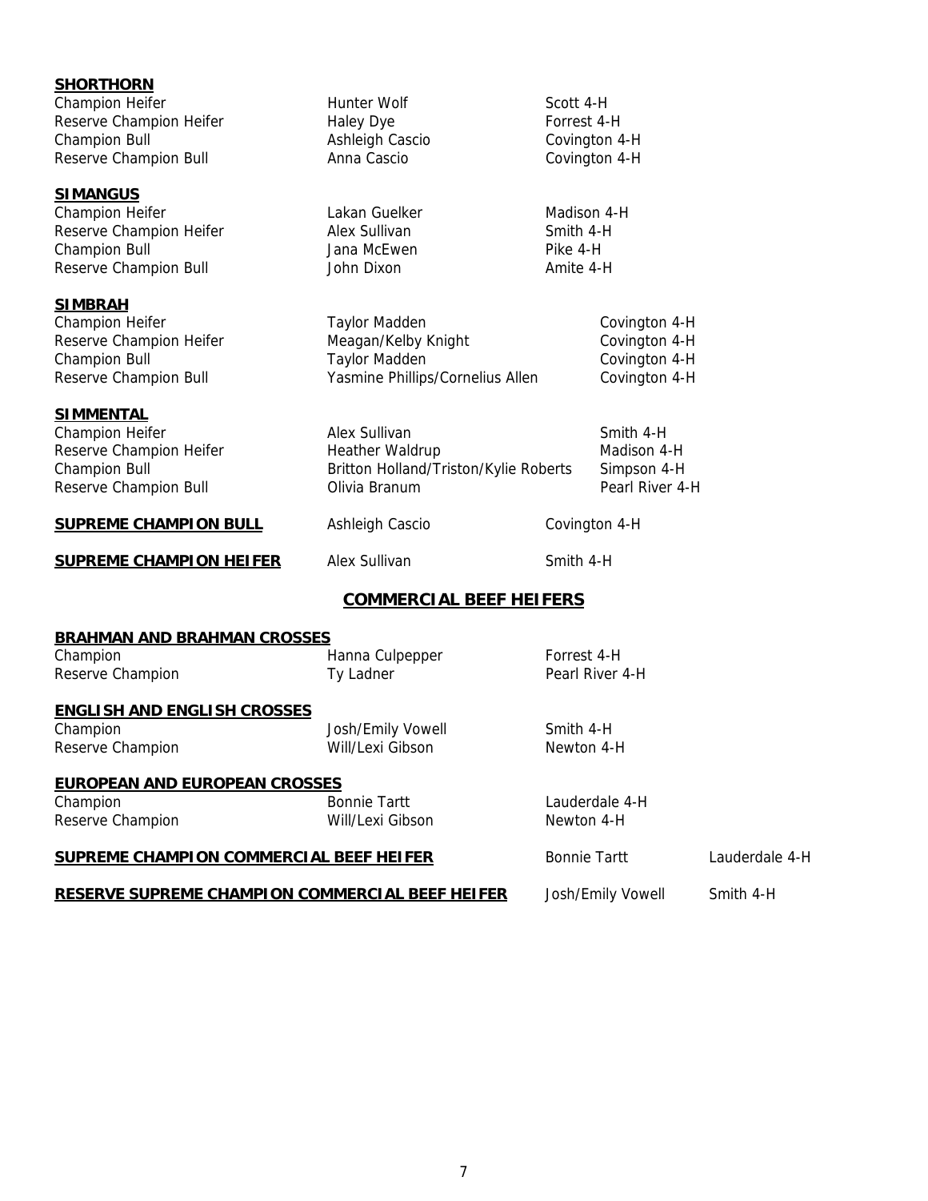**SHORTHORN**

| | | |
|---|---|---|
| Champion Heifer | Hunter Wolf | Scott 4-H |
| Reserve Champion Heifer | Haley Dye | Forrest 4-H |
| Champion Bull | Ashleigh Cascio | Covington 4-H |
| Reserve Champion Bull | Anna Cascio | Covington 4-H |

**SIMANGUS**

| | | |
|---|---|---|
| Champion Heifer | Lakan Guelker | Madison 4-H |
| Reserve Champion Heifer | Alex Sullivan | Smith 4-H |
| Champion Bull | Jana McEwen | Pike 4-H |
| Reserve Champion Bull | John Dixon | Amite 4-H |

**SIMBRAH**

| | | |
|---|---|---|
| Champion Heifer | Taylor Madden | Covington 4-H |
| Reserve Champion Heifer | Meagan/Kelby Knight | Covington 4-H |
| Champion Bull | Taylor Madden | Covington 4-H |
| Reserve Champion Bull | Yasmine Phillips/Cornelius Allen | Covington 4-H |

**SIMMENTAL**

| | | |
|---|---|---|
| Champion Heifer | Alex Sullivan | Smith 4-H |
| Reserve Champion Heifer | Heather Waldrup | Madison 4-H |
| Champion Bull | Britton Holland/Triston/Kylie Roberts | Simpson 4-H |
| Reserve Champion Bull | Olivia Branum | Pearl River 4-H |

| | | |
|---|---|---|
| **SUPREME CHAMPION BULL** | Ashleigh Cascio | Covington 4-H |
| **SUPREME CHAMPION HEIFER** | Alex Sullivan | Smith 4-H |

## COMMERCIAL BEEF HEIFERS

**BRAHMAN AND BRAHMAN CROSSES**

| | | |
|---|---|---|
| Champion | Hanna Culpepper | Forrest 4-H |
| Reserve Champion | Ty Ladner | Pearl River 4-H |

**ENGLISH AND ENGLISH CROSSES**

| | | |
|---|---|---|
| Champion | Josh/Emily Vowell | Smith 4-H |
| Reserve Champion | Will/Lexi Gibson | Newton 4-H |

**EUROPEAN AND EUROPEAN CROSSES**

| | | |
|---|---|---|
| Champion | Bonnie Tartt | Lauderdale 4-H |
| Reserve Champion | Will/Lexi Gibson | Newton 4-H |

| | | |
|---|---|---|
| **SUPREME CHAMPION COMMERCIAL BEEF HEIFER** | Bonnie Tartt | Lauderdale 4-H |
| **RESERVE SUPREME CHAMPION COMMERCIAL BEEF HEIFER** | Josh/Emily Vowell | Smith 4-H |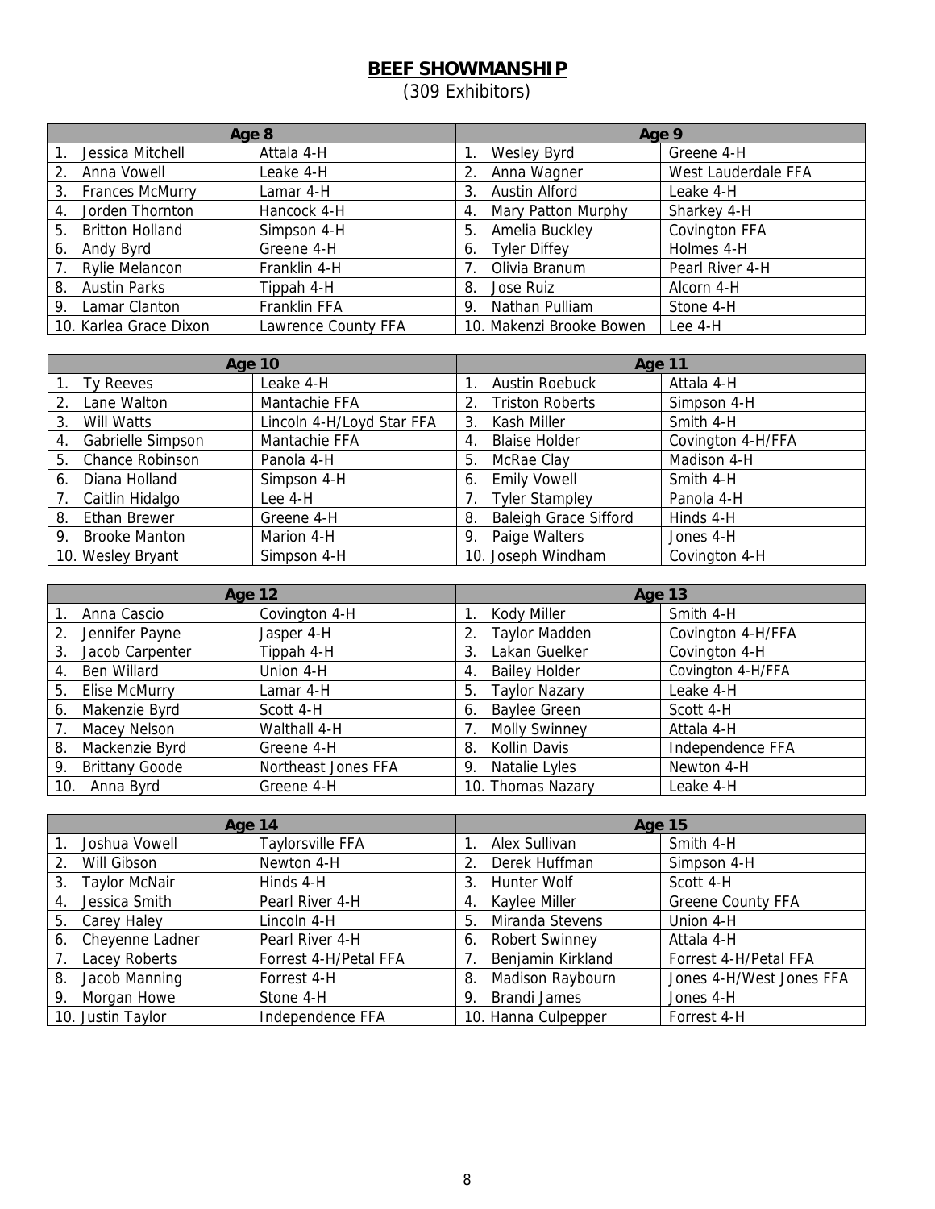# BEEF SHOWMANSHIP

(309 Exhibitors)

| Age 8 | | Age 9 | |
|---|---|---|---|
| 1. Jessica Mitchell | Attala 4-H | 1. Wesley Byrd | Greene 4-H |
| 2. Anna Vowell | Leake 4-H | 2. Anna Wagner | West Lauderdale FFA |
| 3. Frances McMurry | Lamar 4-H | 3. Austin Alford | Leake 4-H |
| 4. Jorden Thornton | Hancock 4-H | 4. Mary Patton Murphy | Sharkey 4-H |
| 5. Britton Holland | Simpson 4-H | 5. Amelia Buckley | Covington FFA |
| 6. Andy Byrd | Greene 4-H | 6. Tyler Diffey | Holmes 4-H |
| 7. Rylie Melancon | Franklin 4-H | 7. Olivia Branum | Pearl River 4-H |
| 8. Austin Parks | Tippah 4-H | 8. Jose Ruiz | Alcorn 4-H |
| 9. Lamar Clanton | Franklin FFA | 9. Nathan Pulliam | Stone 4-H |
| 10. Karlea Grace Dixon | Lawrence County FFA | 10. Makenzi Brooke Bowen | Lee 4-H |

| Age 10 | | Age 11 | |
|---|---|---|---|
| 1. Ty Reeves | Leake 4-H | 1. Austin Roebuck | Attala 4-H |
| 2. Lane Walton | Mantachie FFA | 2. Triston Roberts | Simpson 4-H |
| 3. Will Watts | Lincoln 4-H/Loyd Star FFA | 3. Kash Miller | Smith 4-H |
| 4. Gabrielle Simpson | Mantachie FFA | 4. Blaise Holder | Covington 4-H/FFA |
| 5. Chance Robinson | Panola 4-H | 5. McRae Clay | Madison 4-H |
| 6. Diana Holland | Simpson 4-H | 6. Emily Vowell | Smith 4-H |
| 7. Caitlin Hidalgo | Lee 4-H | 7. Tyler Stampley | Panola 4-H |
| 8. Ethan Brewer | Greene 4-H | 8. Baleigh Grace Sifford | Hinds 4-H |
| 9. Brooke Manton | Marion 4-H | 9. Paige Walters | Jones 4-H |
| 10. Wesley Bryant | Simpson 4-H | 10. Joseph Windham | Covington 4-H |

| Age 12 | | Age 13 | |
|---|---|---|---|
| 1. Anna Cascio | Covington 4-H | 1. Kody Miller | Smith 4-H |
| 2. Jennifer Payne | Jasper 4-H | 2. Taylor Madden | Covington 4-H/FFA |
| 3. Jacob Carpenter | Tippah 4-H | 3. Lakan Guelker | Covington 4-H |
| 4. Ben Willard | Union 4-H | 4. Bailey Holder | Covington 4-H/FFA |
| 5. Elise McMurry | Lamar 4-H | 5. Taylor Nazary | Leake 4-H |
| 6. Makenzie Byrd | Scott 4-H | 6. Baylee Green | Scott 4-H |
| 7. Macey Nelson | Walthall 4-H | 7. Molly Swinney | Attala 4-H |
| 8. Mackenzie Byrd | Greene 4-H | 8. Kollin Davis | Independence FFA |
| 9. Brittany Goode | Northeast Jones FFA | 9. Natalie Lyles | Newton 4-H |
| 10. Anna Byrd | Greene 4-H | 10. Thomas Nazary | Leake 4-H |

| Age 14 | | Age 15 | |
|---|---|---|---|
| 1. Joshua Vowell | Taylorsville FFA | 1. Alex Sullivan | Smith 4-H |
| 2. Will Gibson | Newton 4-H | 2. Derek Huffman | Simpson 4-H |
| 3. Taylor McNair | Hinds 4-H | 3. Hunter Wolf | Scott 4-H |
| 4. Jessica Smith | Pearl River 4-H | 4. Kaylee Miller | Greene County FFA |
| 5. Carey Haley | Lincoln 4-H | 5. Miranda Stevens | Union 4-H |
| 6. Cheyenne Ladner | Pearl River 4-H | 6. Robert Swinney | Attala 4-H |
| 7. Lacey Roberts | Forrest 4-H/Petal FFA | 7. Benjamin Kirkland | Forrest 4-H/Petal FFA |
| 8. Jacob Manning | Forrest 4-H | 8. Madison Raybourn | Jones 4-H/West Jones FFA |
| 9. Morgan Howe | Stone 4-H | 9. Brandi James | Jones 4-H |
| 10. Justin Taylor | Independence FFA | 10. Hanna Culpepper | Forrest 4-H |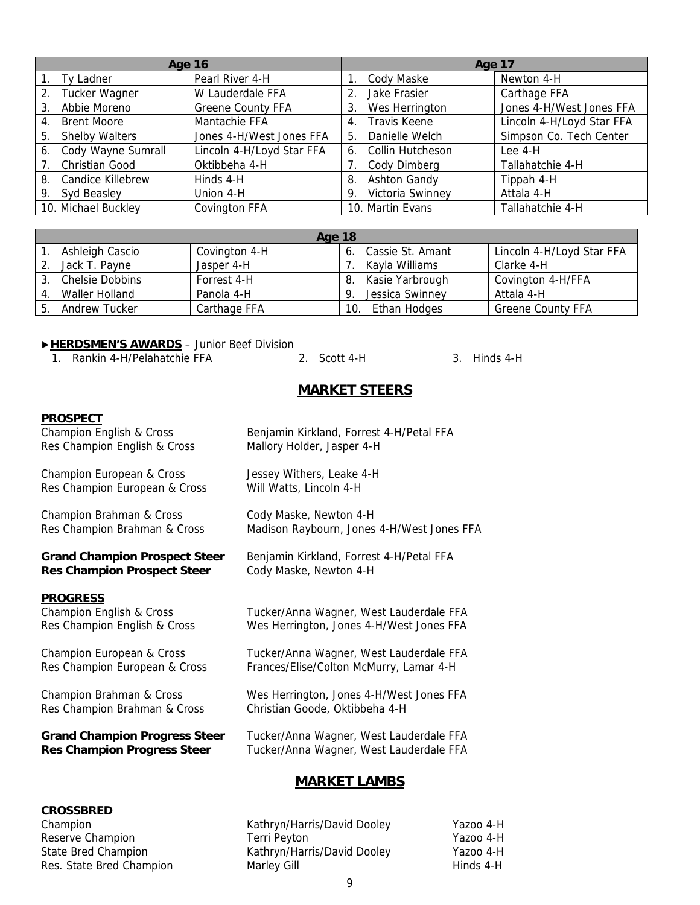| Age 16 | | Age 17 | |
|---|---|---|---|
| 1. Ty Ladner | Pearl River 4-H | 1. Cody Maske | Newton 4-H |
| 2. Tucker Wagner | W Lauderdale FFA | 2. Jake Frasier | Carthage FFA |
| 3. Abbie Moreno | Greene County FFA | 3. Wes Herrington | Jones 4-H/West Jones FFA |
| 4. Brent Moore | Mantachie FFA | 4. Travis Keene | Lincoln 4-H/Loyd Star FFA |
| 5. Shelby Walters | Jones 4-H/West Jones FFA | 5. Danielle Welch | Simpson Co. Tech Center |
| 6. Cody Wayne Sumrall | Lincoln 4-H/Loyd Star FFA | 6. Collin Hutcheson | Lee 4-H |
| 7. Christian Good | Oktibbeha 4-H | 7. Cody Dimberg | Tallahatchie 4-H |
| 8. Candice Killebrew | Hinds 4-H | 8. Ashton Gandy | Tippah 4-H |
| 9. Syd Beasley | Union 4-H | 9. Victoria Swinney | Attala 4-H |
| 10. Michael Buckley | Covington FFA | 10. Martin Evans | Tallahatchie 4-H |

| Age 18 | | | |
|---|---|---|---|
| 1. Ashleigh Cascio | Covington 4-H | 6. Cassie St. Amant | Lincoln 4-H/Loyd Star FFA |
| 2. Jack T. Payne | Jasper 4-H | 7. Kayla Williams | Clarke 4-H |
| 3. Chelsie Dobbins | Forrest 4-H | 8. Kasie Yarbrough | Covington 4-H/FFA |
| 4. Waller Holland | Panola 4-H | 9. Jessica Swinney | Attala 4-H |
| 5. Andrew Tucker | Carthage FFA | 10. Ethan Hodges | Greene County FFA |

►**HERDSMEN'S AWARDS** – Junior Beef Division

1. Rankin 4-H/Pelahatchie FFA
2. Scott 4-H
3. Hinds 4-H

## MARKET STEERS

### PROSPECT

Champion English & Cross — Benjamin Kirkland, Forrest 4-H/Petal FFA
Res Champion English & Cross — Mallory Holder, Jasper 4-H

Champion European & Cross — Jessey Withers, Leake 4-H
Res Champion European & Cross — Will Watts, Lincoln 4-H

Champion Brahman & Cross — Cody Maske, Newton 4-H
Res Champion Brahman & Cross — Madison Raybourn, Jones 4-H/West Jones FFA

**Grand Champion Prospect Steer** — Benjamin Kirkland, Forrest 4-H/Petal FFA
**Res Champion Prospect Steer** — Cody Maske, Newton 4-H

### PROGRESS

Champion English & Cross — Tucker/Anna Wagner, West Lauderdale FFA
Res Champion English & Cross — Wes Herrington, Jones 4-H/West Jones FFA

Champion European & Cross — Tucker/Anna Wagner, West Lauderdale FFA
Res Champion European & Cross — Frances/Elise/Colton McMurry, Lamar 4-H

Champion Brahman & Cross — Wes Herrington, Jones 4-H/West Jones FFA
Res Champion Brahman & Cross — Christian Goode, Oktibbeha 4-H

**Grand Champion Progress Steer** — Tucker/Anna Wagner, West Lauderdale FFA
**Res Champion Progress Steer** — Tucker/Anna Wagner, West Lauderdale FFA

## MARKET LAMBS

### CROSSBRED

| | | |
|---|---|---|
| Champion | Kathryn/Harris/David Dooley | Yazoo 4-H |
| Reserve Champion | Terri Peyton | Yazoo 4-H |
| State Bred Champion | Kathryn/Harris/David Dooley | Yazoo 4-H |
| Res. State Bred Champion | Marley Gill | Hinds 4-H |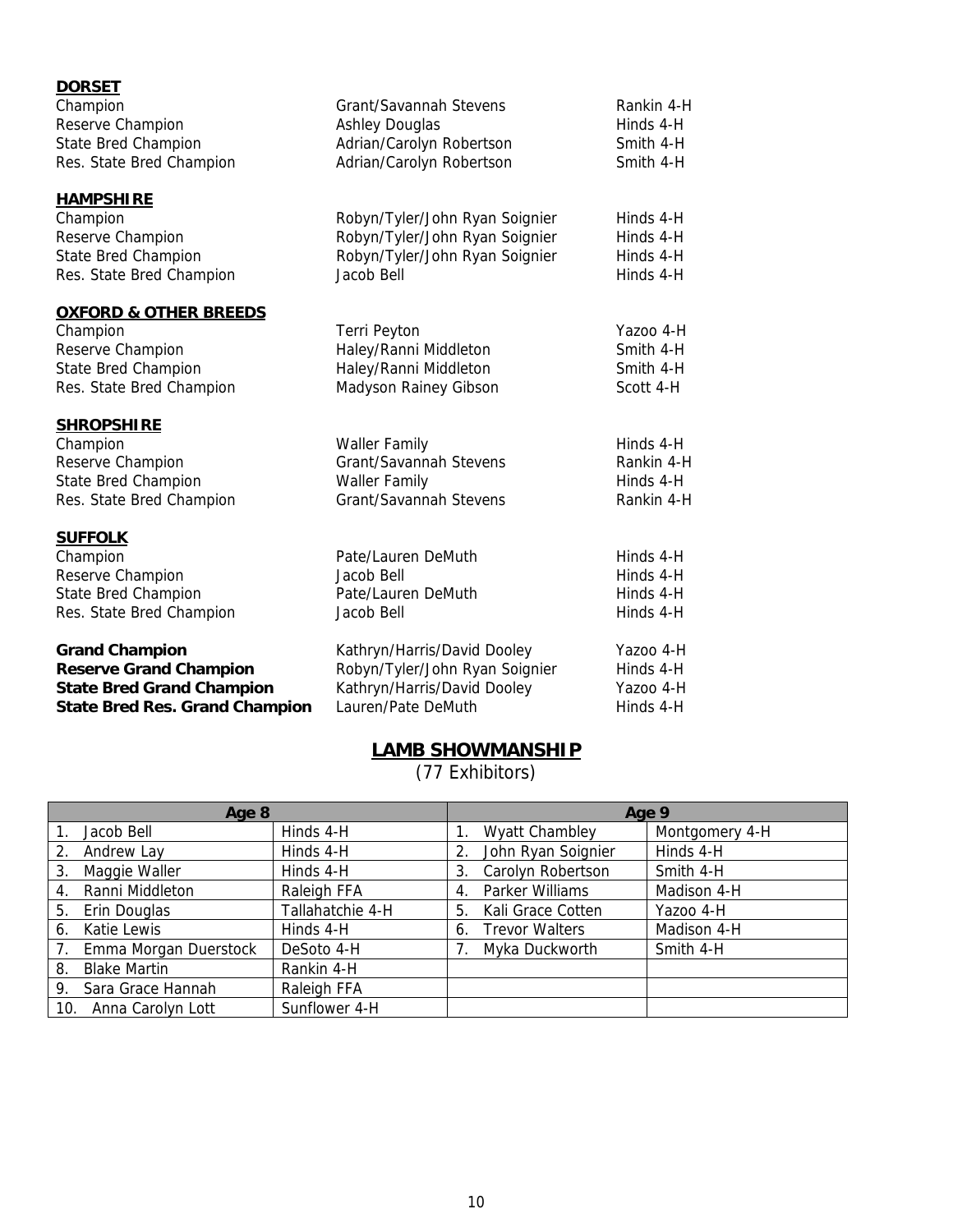**DORSET**

| | | |
|---|---|---|
| Champion | Grant/Savannah Stevens | Rankin 4-H |
| Reserve Champion | Ashley Douglas | Hinds 4-H |
| State Bred Champion | Adrian/Carolyn Robertson | Smith 4-H |
| Res. State Bred Champion | Adrian/Carolyn Robertson | Smith 4-H |

**HAMPSHIRE**

| | | |
|---|---|---|
| Champion | Robyn/Tyler/John Ryan Soignier | Hinds 4-H |
| Reserve Champion | Robyn/Tyler/John Ryan Soignier | Hinds 4-H |
| State Bred Champion | Robyn/Tyler/John Ryan Soignier | Hinds 4-H |
| Res. State Bred Champion | Jacob Bell | Hinds 4-H |

**OXFORD & OTHER BREEDS**

| | | |
|---|---|---|
| Champion | Terri Peyton | Yazoo 4-H |
| Reserve Champion | Haley/Ranni Middleton | Smith 4-H |
| State Bred Champion | Haley/Ranni Middleton | Smith 4-H |
| Res. State Bred Champion | Madyson Rainey Gibson | Scott 4-H |

**SHROPSHIRE**

| | | |
|---|---|---|
| Champion | Waller Family | Hinds 4-H |
| Reserve Champion | Grant/Savannah Stevens | Rankin 4-H |
| State Bred Champion | Waller Family | Hinds 4-H |
| Res. State Bred Champion | Grant/Savannah Stevens | Rankin 4-H |

**SUFFOLK**

| | | |
|---|---|---|
| Champion | Pate/Lauren DeMuth | Hinds 4-H |
| Reserve Champion | Jacob Bell | Hinds 4-H |
| State Bred Champion | Pate/Lauren DeMuth | Hinds 4-H |
| Res. State Bred Champion | Jacob Bell | Hinds 4-H |

| | | |
|---|---|---|
| **Grand Champion** | Kathryn/Harris/David Dooley | Yazoo 4-H |
| **Reserve Grand Champion** | Robyn/Tyler/John Ryan Soignier | Hinds 4-H |
| **State Bred Grand Champion** | Kathryn/Harris/David Dooley | Yazoo 4-H |
| **State Bred Res. Grand Champion** | Lauren/Pate DeMuth | Hinds 4-H |

## LAMB SHOWMANSHIP

(77 Exhibitors)

| Age 8 | | Age 9 | |
|---|---|---|---|
| 1. Jacob Bell | Hinds 4-H | 1. Wyatt Chambley | Montgomery 4-H |
| 2. Andrew Lay | Hinds 4-H | 2. John Ryan Soignier | Hinds 4-H |
| 3. Maggie Waller | Hinds 4-H | 3. Carolyn Robertson | Smith 4-H |
| 4. Ranni Middleton | Raleigh FFA | 4. Parker Williams | Madison 4-H |
| 5. Erin Douglas | Tallahatchie 4-H | 5. Kali Grace Cotten | Yazoo 4-H |
| 6. Katie Lewis | Hinds 4-H | 6. Trevor Walters | Madison 4-H |
| 7. Emma Morgan Duerstock | DeSoto 4-H | 7. Myka Duckworth | Smith 4-H |
| 8. Blake Martin | Rankin 4-H | | |
| 9. Sara Grace Hannah | Raleigh FFA | | |
| 10. Anna Carolyn Lott | Sunflower 4-H | | |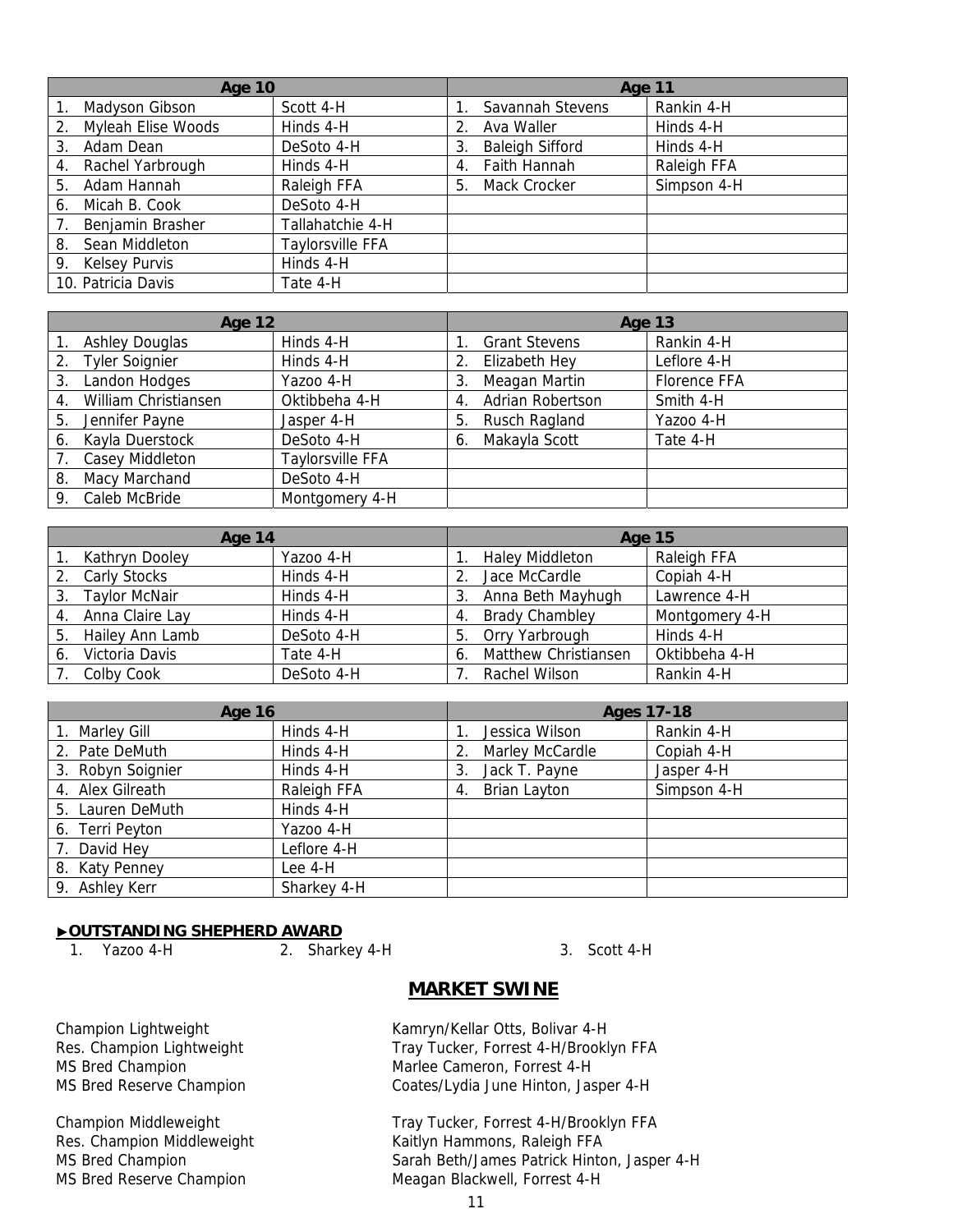| Age 10 | | Age 11 | |
|---|---|---|---|
| 1. Madyson Gibson | Scott 4-H | 1. Savannah Stevens | Rankin 4-H |
| 2. Myleah Elise Woods | Hinds 4-H | 2. Ava Waller | Hinds 4-H |
| 3. Adam Dean | DeSoto 4-H | 3. Baleigh Sifford | Hinds 4-H |
| 4. Rachel Yarbrough | Hinds 4-H | 4. Faith Hannah | Raleigh FFA |
| 5. Adam Hannah | Raleigh FFA | 5. Mack Crocker | Simpson 4-H |
| 6. Micah B. Cook | DeSoto 4-H | | |
| 7. Benjamin Brasher | Tallahatchie 4-H | | |
| 8. Sean Middleton | Taylorsville FFA | | |
| 9. Kelsey Purvis | Hinds 4-H | | |
| 10. Patricia Davis | Tate 4-H | | |

| Age 12 | | Age 13 | |
|---|---|---|---|
| 1. Ashley Douglas | Hinds 4-H | 1. Grant Stevens | Rankin 4-H |
| 2. Tyler Soignier | Hinds 4-H | 2. Elizabeth Hey | Leflore 4-H |
| 3. Landon Hodges | Yazoo 4-H | 3. Meagan Martin | Florence FFA |
| 4. William Christiansen | Oktibbeha 4-H | 4. Adrian Robertson | Smith 4-H |
| 5. Jennifer Payne | Jasper 4-H | 5. Rusch Ragland | Yazoo 4-H |
| 6. Kayla Duerstock | DeSoto 4-H | 6. Makayla Scott | Tate 4-H |
| 7. Casey Middleton | Taylorsville FFA | | |
| 8. Macy Marchand | DeSoto 4-H | | |
| 9. Caleb McBride | Montgomery 4-H | | |

| Age 14 | | Age 15 | |
|---|---|---|---|
| 1. Kathryn Dooley | Yazoo 4-H | 1. Haley Middleton | Raleigh FFA |
| 2. Carly Stocks | Hinds 4-H | 2. Jace McCardle | Copiah 4-H |
| 3. Taylor McNair | Hinds 4-H | 3. Anna Beth Mayhugh | Lawrence 4-H |
| 4. Anna Claire Lay | Hinds 4-H | 4. Brady Chambley | Montgomery 4-H |
| 5. Hailey Ann Lamb | DeSoto 4-H | 5. Orry Yarbrough | Hinds 4-H |
| 6. Victoria Davis | Tate 4-H | 6. Matthew Christiansen | Oktibbeha 4-H |
| 7. Colby Cook | DeSoto 4-H | 7. Rachel Wilson | Rankin 4-H |

| Age 16 | | Ages 17-18 | |
|---|---|---|---|
| 1. Marley Gill | Hinds 4-H | 1. Jessica Wilson | Rankin 4-H |
| 2. Pate DeMuth | Hinds 4-H | 2. Marley McCardle | Copiah 4-H |
| 3. Robyn Soignier | Hinds 4-H | 3. Jack T. Payne | Jasper 4-H |
| 4. Alex Gilreath | Raleigh FFA | 4. Brian Layton | Simpson 4-H |
| 5. Lauren DeMuth | Hinds 4-H | | |
| 6. Terri Peyton | Yazoo 4-H | | |
| 7. David Hey | Leflore 4-H | | |
| 8. Katy Penney | Lee 4-H | | |
| 9. Ashley Kerr | Sharkey 4-H | | |

**►OUTSTANDING SHEPHERD AWARD**

1. Yazoo 4-H    2. Sharkey 4-H    3. Scott 4-H

## MARKET SWINE

Champion Lightweight — Kamryn/Kellar Otts, Bolivar 4-H
Res. Champion Lightweight — Tray Tucker, Forrest 4-H/Brooklyn FFA
MS Bred Champion — Marlee Cameron, Forrest 4-H
MS Bred Reserve Champion — Coates/Lydia June Hinton, Jasper 4-H

Champion Middleweight — Tray Tucker, Forrest 4-H/Brooklyn FFA
Res. Champion Middleweight — Kaitlyn Hammons, Raleigh FFA
MS Bred Champion — Sarah Beth/James Patrick Hinton, Jasper 4-H
MS Bred Reserve Champion — Meagan Blackwell, Forrest 4-H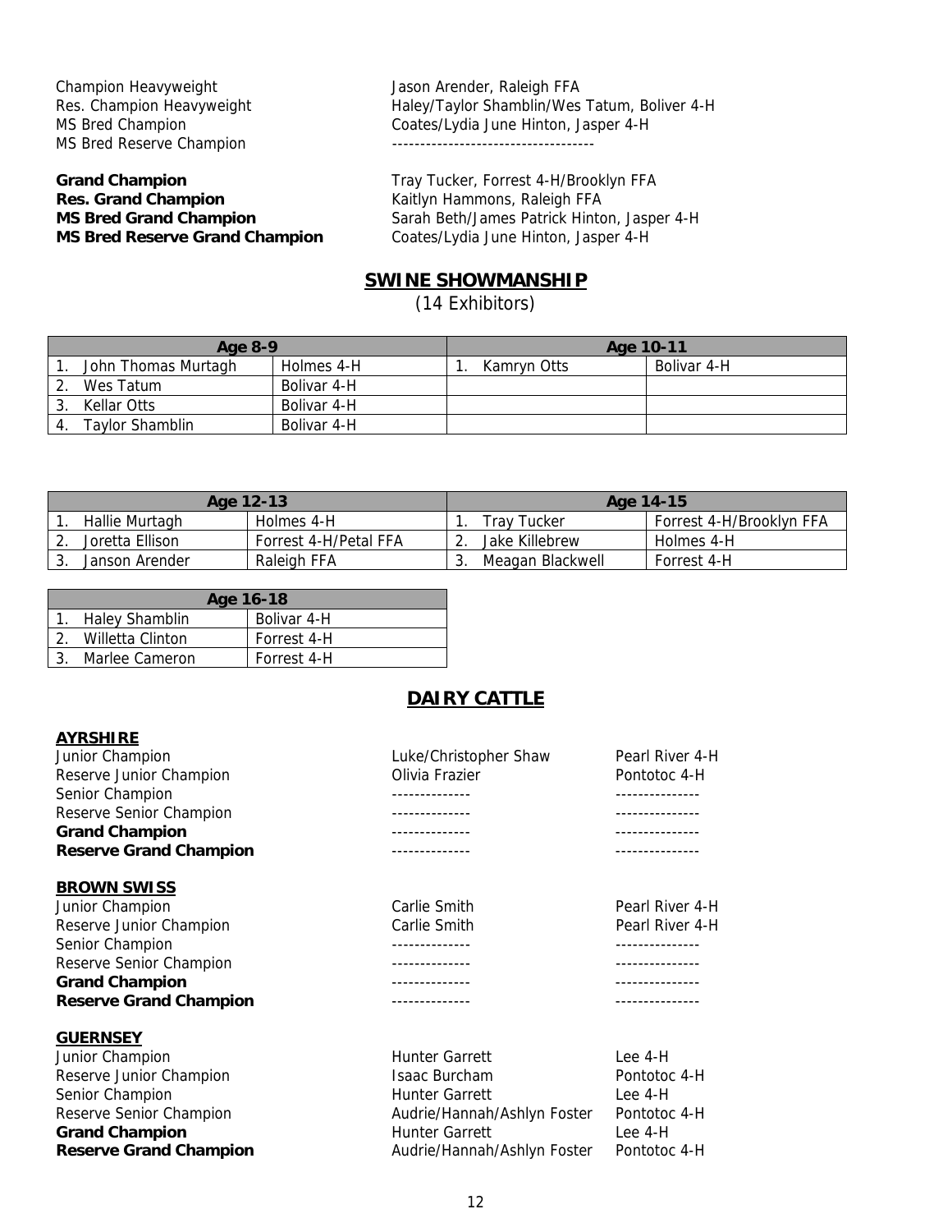| | |
|---|---|
| Champion Heavyweight | Jason Arender, Raleigh FFA |
| Res. Champion Heavyweight | Haley/Taylor Shamblin/Wes Tatum, Boliver 4-H |
| MS Bred Champion | Coates/Lydia June Hinton, Jasper 4-H |
| MS Bred Reserve Champion | ------------------------------------ |

| | |
|---|---|
| **Grand Champion** | Tray Tucker, Forrest 4-H/Brooklyn FFA |
| **Res. Grand Champion** | Kaitlyn Hammons, Raleigh FFA |
| **MS Bred Grand Champion** | Sarah Beth/James Patrick Hinton, Jasper 4-H |
| **MS Bred Reserve Grand Champion** | Coates/Lydia June Hinton, Jasper 4-H |

## SWINE SHOWMANSHIP

(14 Exhibitors)

| Age 8-9 | | Age 10-11 | |
|---|---|---|---|
| 1. John Thomas Murtagh | Holmes 4-H | 1. Kamryn Otts | Bolivar 4-H |
| 2. Wes Tatum | Bolivar 4-H | | |
| 3. Kellar Otts | Bolivar 4-H | | |
| 4. Taylor Shamblin | Bolivar 4-H | | |

| Age 12-13 | | Age 14-15 | |
|---|---|---|---|
| 1. Hallie Murtagh | Holmes 4-H | 1. Tray Tucker | Forrest 4-H/Brooklyn FFA |
| 2. Joretta Ellison | Forrest 4-H/Petal FFA | 2. Jake Killebrew | Holmes 4-H |
| 3. Janson Arender | Raleigh FFA | 3. Meagan Blackwell | Forrest 4-H |

| Age 16-18 | |
|---|---|
| 1. Haley Shamblin | Bolivar 4-H |
| 2. Willetta Clinton | Forrest 4-H |
| 3. Marlee Cameron | Forrest 4-H |

## DAIRY CATTLE

### AYRSHIRE

| | | |
|---|---|---|
| Junior Champion | Luke/Christopher Shaw | Pearl River 4-H |
| Reserve Junior Champion | Olivia Frazier | Pontotoc 4-H |
| Senior Champion | -------------- | --------------- |
| Reserve Senior Champion | -------------- | --------------- |
| **Grand Champion** | -------------- | --------------- |
| **Reserve Grand Champion** | -------------- | --------------- |

### BROWN SWISS

| | | |
|---|---|---|
| Junior Champion | Carlie Smith | Pearl River 4-H |
| Reserve Junior Champion | Carlie Smith | Pearl River 4-H |
| Senior Champion | -------------- | --------------- |
| Reserve Senior Champion | -------------- | --------------- |
| **Grand Champion** | -------------- | --------------- |
| **Reserve Grand Champion** | -------------- | --------------- |

### GUERNSEY

| | | |
|---|---|---|
| Junior Champion | Hunter Garrett | Lee 4-H |
| Reserve Junior Champion | Isaac Burcham | Pontotoc 4-H |
| Senior Champion | Hunter Garrett | Lee 4-H |
| Reserve Senior Champion | Audrie/Hannah/Ashlyn Foster | Pontotoc 4-H |
| **Grand Champion** | Hunter Garrett | Lee 4-H |
| **Reserve Grand Champion** | Audrie/Hannah/Ashlyn Foster | Pontotoc 4-H |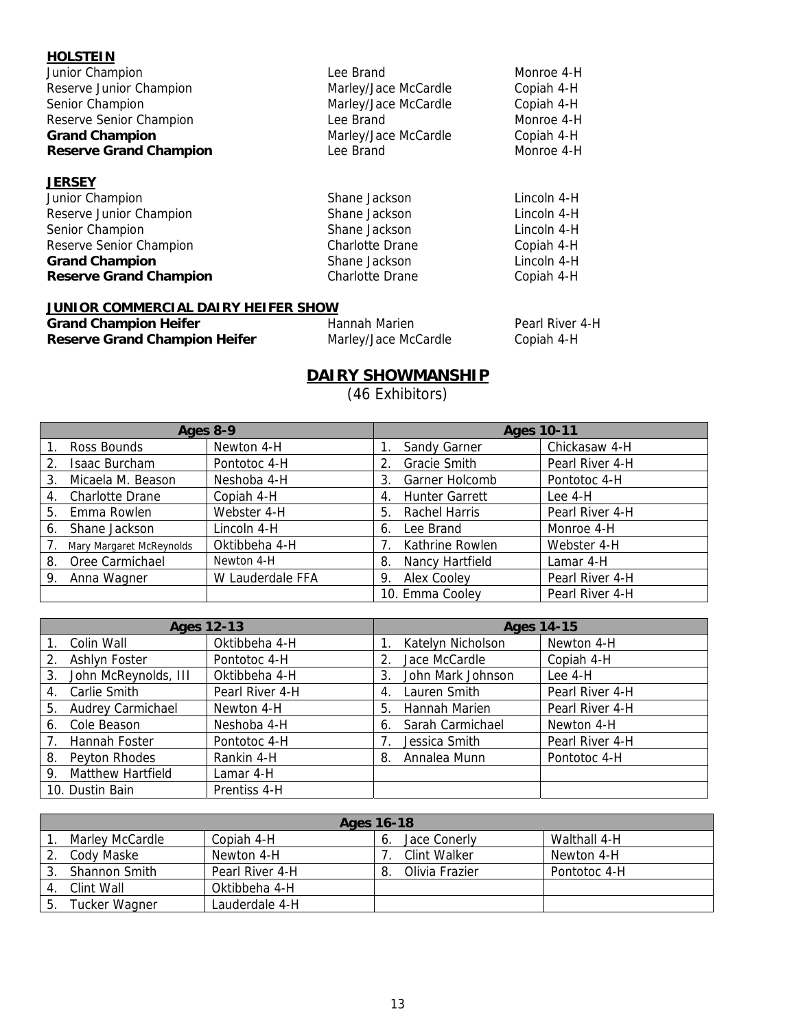**HOLSTEIN**

| | | |
|---|---|---|
| Junior Champion | Lee Brand | Monroe 4-H |
| Reserve Junior Champion | Marley/Jace McCardle | Copiah 4-H |
| Senior Champion | Marley/Jace McCardle | Copiah 4-H |
| Reserve Senior Champion | Lee Brand | Monroe 4-H |
| **Grand Champion** | Marley/Jace McCardle | Copiah 4-H |
| **Reserve Grand Champion** | Lee Brand | Monroe 4-H |

**JERSEY**

| | | |
|---|---|---|
| Junior Champion | Shane Jackson | Lincoln 4-H |
| Reserve Junior Champion | Shane Jackson | Lincoln 4-H |
| Senior Champion | Shane Jackson | Lincoln 4-H |
| Reserve Senior Champion | Charlotte Drane | Copiah 4-H |
| **Grand Champion** | Shane Jackson | Lincoln 4-H |
| **Reserve Grand Champion** | Charlotte Drane | Copiah 4-H |

**JUNIOR COMMERCIAL DAIRY HEIFER SHOW**

| | | |
|---|---|---|
| **Grand Champion Heifer** | Hannah Marien | Pearl River 4-H |
| **Reserve Grand Champion Heifer** | Marley/Jace McCardle | Copiah 4-H |

## DAIRY SHOWMANSHIP

(46 Exhibitors)

| Ages 8-9 | | Ages 10-11 | |
|---|---|---|---|
| 1. Ross Bounds | Newton 4-H | 1. Sandy Garner | Chickasaw 4-H |
| 2. Isaac Burcham | Pontotoc 4-H | 2. Gracie Smith | Pearl River 4-H |
| 3. Micaela M. Beason | Neshoba 4-H | 3. Garner Holcomb | Pontotoc 4-H |
| 4. Charlotte Drane | Copiah 4-H | 4. Hunter Garrett | Lee 4-H |
| 5. Emma Rowlen | Webster 4-H | 5. Rachel Harris | Pearl River 4-H |
| 6. Shane Jackson | Lincoln 4-H | 6. Lee Brand | Monroe 4-H |
| 7. Mary Margaret McReynolds | Oktibbeha 4-H | 7. Kathrine Rowlen | Webster 4-H |
| 8. Oree Carmichael | Newton 4-H | 8. Nancy Hartfield | Lamar 4-H |
| 9. Anna Wagner | W Lauderdale FFA | 9. Alex Cooley | Pearl River 4-H |
| | | 10. Emma Cooley | Pearl River 4-H |

| Ages 12-13 | | Ages 14-15 | |
|---|---|---|---|
| 1. Colin Wall | Oktibbeha 4-H | 1. Katelyn Nicholson | Newton 4-H |
| 2. Ashlyn Foster | Pontotoc 4-H | 2. Jace McCardle | Copiah 4-H |
| 3. John McReynolds, III | Oktibbeha 4-H | 3. John Mark Johnson | Lee 4-H |
| 4. Carlie Smith | Pearl River 4-H | 4. Lauren Smith | Pearl River 4-H |
| 5. Audrey Carmichael | Newton 4-H | 5. Hannah Marien | Pearl River 4-H |
| 6. Cole Beason | Neshoba 4-H | 6. Sarah Carmichael | Newton 4-H |
| 7. Hannah Foster | Pontotoc 4-H | 7. Jessica Smith | Pearl River 4-H |
| 8. Peyton Rhodes | Rankin 4-H | 8. Annalea Munn | Pontotoc 4-H |
| 9. Matthew Hartfield | Lamar 4-H | | |
| 10. Dustin Bain | Prentiss 4-H | | |

| Ages 16-18 | | | |
|---|---|---|---|
| 1. Marley McCardle | Copiah 4-H | 6. Jace Conerly | Walthall 4-H |
| 2. Cody Maske | Newton 4-H | 7. Clint Walker | Newton 4-H |
| 3. Shannon Smith | Pearl River 4-H | 8. Olivia Frazier | Pontotoc 4-H |
| 4. Clint Wall | Oktibbeha 4-H | | |
| 5. Tucker Wagner | Lauderdale 4-H | | |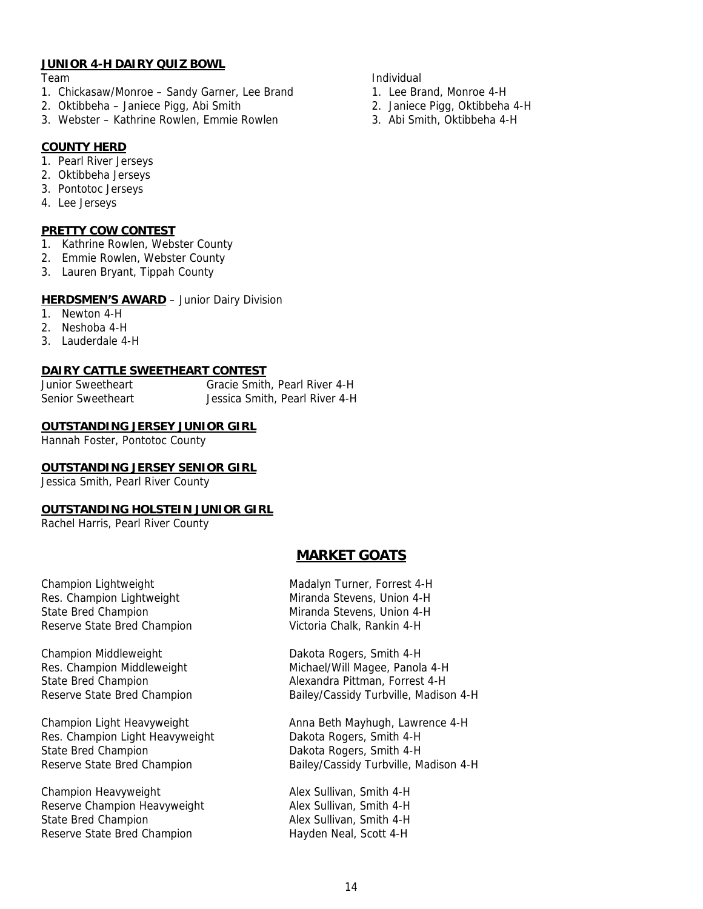**JUNIOR 4-H DAIRY QUIZ BOWL**

Team

1. Chickasaw/Monroe – Sandy Garner, Lee Brand
2. Oktibbeha – Janiece Pigg, Abi Smith
3. Webster – Kathrine Rowlen, Emmie Rowlen

Individual

1. Lee Brand, Monroe 4-H
2. Janiece Pigg, Oktibbeha 4-H
3. Abi Smith, Oktibbeha 4-H

**COUNTY HERD**

1. Pearl River Jerseys
2. Oktibbeha Jerseys
3. Pontotoc Jerseys
4. Lee Jerseys

**PRETTY COW CONTEST**

1. Kathrine Rowlen, Webster County
2. Emmie Rowlen, Webster County
3. Lauren Bryant, Tippah County

**HERDSMEN'S AWARD** – Junior Dairy Division

1. Newton 4-H
2. Neshoba 4-H
3. Lauderdale 4-H

**DAIRY CATTLE SWEETHEART CONTEST**

| | |
|---|---|
| Junior Sweetheart | Gracie Smith, Pearl River 4-H |
| Senior Sweetheart | Jessica Smith, Pearl River 4-H |

**OUTSTANDING JERSEY JUNIOR GIRL**

Hannah Foster, Pontotoc County

**OUTSTANDING JERSEY SENIOR GIRL**

Jessica Smith, Pearl River County

**OUTSTANDING HOLSTEIN JUNIOR GIRL**

Rachel Harris, Pearl River County

## MARKET GOATS

| | |
|---|---|
| Champion Lightweight | Madalyn Turner, Forrest 4-H |
| Res. Champion Lightweight | Miranda Stevens, Union 4-H |
| State Bred Champion | Miranda Stevens, Union 4-H |
| Reserve State Bred Champion | Victoria Chalk, Rankin 4-H |
| | |
| Champion Middleweight | Dakota Rogers, Smith 4-H |
| Res. Champion Middleweight | Michael/Will Magee, Panola 4-H |
| State Bred Champion | Alexandra Pittman, Forrest 4-H |
| Reserve State Bred Champion | Bailey/Cassidy Turbville, Madison 4-H |
| | |
| Champion Light Heavyweight | Anna Beth Mayhugh, Lawrence 4-H |
| Res. Champion Light Heavyweight | Dakota Rogers, Smith 4-H |
| State Bred Champion | Dakota Rogers, Smith 4-H |
| Reserve State Bred Champion | Bailey/Cassidy Turbville, Madison 4-H |
| | |
| Champion Heavyweight | Alex Sullivan, Smith 4-H |
| Reserve Champion Heavyweight | Alex Sullivan, Smith 4-H |
| State Bred Champion | Alex Sullivan, Smith 4-H |
| Reserve State Bred Champion | Hayden Neal, Scott 4-H |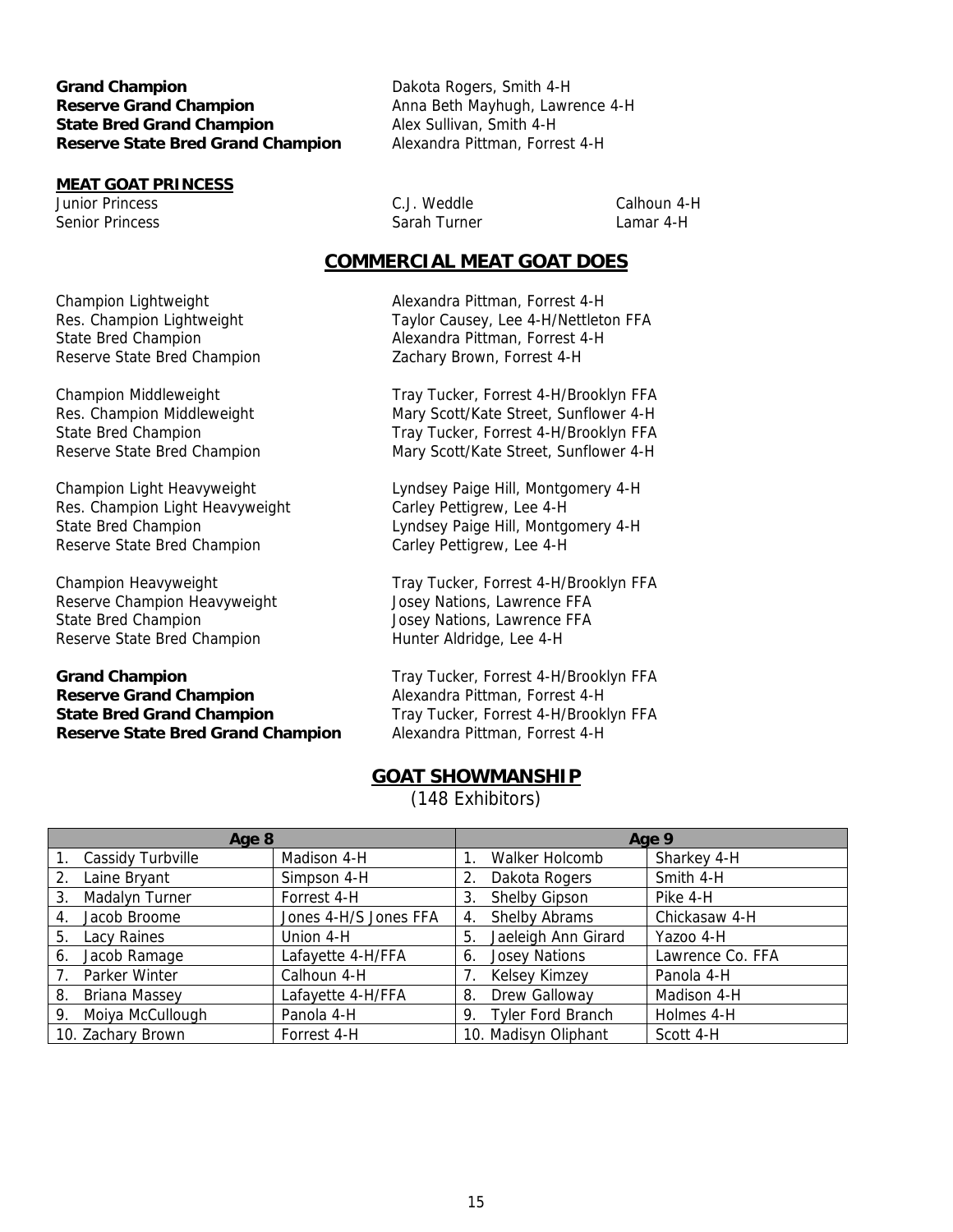**Grand Champion** Dakota Rogers, Smith 4-H
**Reserve Grand Champion** Anna Beth Mayhugh, Lawrence 4-H
**State Bred Grand Champion** Alex Sullivan, Smith 4-H
**Reserve State Bred Grand Champion** Alexandra Pittman, Forrest 4-H

**MEAT GOAT PRINCESS**

Junior Princess C.J. Weddle Calhoun 4-H
Senior Princess Sarah Turner Lamar 4-H

## COMMERCIAL MEAT GOAT DOES

Champion Lightweight Alexandra Pittman, Forrest 4-H
Res. Champion Lightweight Taylor Causey, Lee 4-H/Nettleton FFA
State Bred Champion Alexandra Pittman, Forrest 4-H
Reserve State Bred Champion Zachary Brown, Forrest 4-H

Champion Middleweight Tray Tucker, Forrest 4-H/Brooklyn FFA
Res. Champion Middleweight Mary Scott/Kate Street, Sunflower 4-H
State Bred Champion Tray Tucker, Forrest 4-H/Brooklyn FFA
Reserve State Bred Champion Mary Scott/Kate Street, Sunflower 4-H

Champion Light Heavyweight Lyndsey Paige Hill, Montgomery 4-H
Res. Champion Light Heavyweight Carley Pettigrew, Lee 4-H
State Bred Champion Lyndsey Paige Hill, Montgomery 4-H
Reserve State Bred Champion Carley Pettigrew, Lee 4-H

Champion Heavyweight Tray Tucker, Forrest 4-H/Brooklyn FFA
Reserve Champion Heavyweight Josey Nations, Lawrence FFA
State Bred Champion Josey Nations, Lawrence FFA
Reserve State Bred Champion Hunter Aldridge, Lee 4-H

**Grand Champion** Tray Tucker, Forrest 4-H/Brooklyn FFA
**Reserve Grand Champion** Alexandra Pittman, Forrest 4-H
**State Bred Grand Champion** Tray Tucker, Forrest 4-H/Brooklyn FFA
**Reserve State Bred Grand Champion** Alexandra Pittman, Forrest 4-H

## GOAT SHOWMANSHIP

(148 Exhibitors)

| Age 8 | | Age 9 | |
|---|---|---|---|
| 1. Cassidy Turbville | Madison 4-H | 1. Walker Holcomb | Sharkey 4-H |
| 2. Laine Bryant | Simpson 4-H | 2. Dakota Rogers | Smith 4-H |
| 3. Madalyn Turner | Forrest 4-H | 3. Shelby Gipson | Pike 4-H |
| 4. Jacob Broome | Jones 4-H/S Jones FFA | 4. Shelby Abrams | Chickasaw 4-H |
| 5. Lacy Raines | Union 4-H | 5. Jaeleigh Ann Girard | Yazoo 4-H |
| 6. Jacob Ramage | Lafayette 4-H/FFA | 6. Josey Nations | Lawrence Co. FFA |
| 7. Parker Winter | Calhoun 4-H | 7. Kelsey Kimzey | Panola 4-H |
| 8. Briana Massey | Lafayette 4-H/FFA | 8. Drew Galloway | Madison 4-H |
| 9. Moiya McCullough | Panola 4-H | 9. Tyler Ford Branch | Holmes 4-H |
| 10. Zachary Brown | Forrest 4-H | 10. Madisyn Oliphant | Scott 4-H |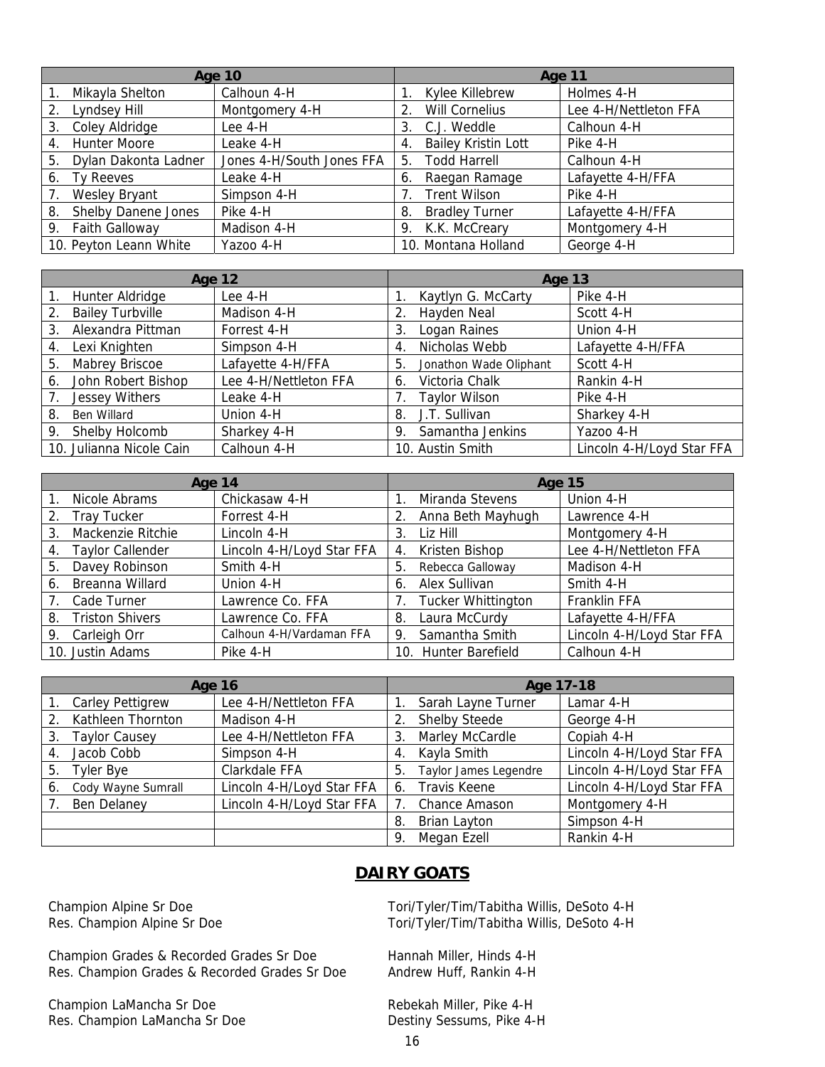| Age 10 | | Age 11 | |
|---|---|---|---|
| 1. Mikayla Shelton | Calhoun 4-H | 1. Kylee Killebrew | Holmes 4-H |
| 2. Lyndsey Hill | Montgomery 4-H | 2. Will Cornelius | Lee 4-H/Nettleton FFA |
| 3. Coley Aldridge | Lee 4-H | 3. C.J. Weddle | Calhoun 4-H |
| 4. Hunter Moore | Leake 4-H | 4. Bailey Kristin Lott | Pike 4-H |
| 5. Dylan Dakonta Ladner | Jones 4-H/South Jones FFA | 5. Todd Harrell | Calhoun 4-H |
| 6. Ty Reeves | Leake 4-H | 6. Raegan Ramage | Lafayette 4-H/FFA |
| 7. Wesley Bryant | Simpson 4-H | 7. Trent Wilson | Pike 4-H |
| 8. Shelby Danene Jones | Pike 4-H | 8. Bradley Turner | Lafayette 4-H/FFA |
| 9. Faith Galloway | Madison 4-H | 9. K.K. McCreary | Montgomery 4-H |
| 10. Peyton Leann White | Yazoo 4-H | 10. Montana Holland | George 4-H |

| Age 12 | | Age 13 | |
|---|---|---|---|
| 1. Hunter Aldridge | Lee 4-H | 1. Kaytlyn G. McCarty | Pike 4-H |
| 2. Bailey Turbville | Madison 4-H | 2. Hayden Neal | Scott 4-H |
| 3. Alexandra Pittman | Forrest 4-H | 3. Logan Raines | Union 4-H |
| 4. Lexi Knighten | Simpson 4-H | 4. Nicholas Webb | Lafayette 4-H/FFA |
| 5. Mabrey Briscoe | Lafayette 4-H/FFA | 5. Jonathon Wade Oliphant | Scott 4-H |
| 6. John Robert Bishop | Lee 4-H/Nettleton FFA | 6. Victoria Chalk | Rankin 4-H |
| 7. Jessey Withers | Leake 4-H | 7. Taylor Wilson | Pike 4-H |
| 8. Ben Willard | Union 4-H | 8. J.T. Sullivan | Sharkey 4-H |
| 9. Shelby Holcomb | Sharkey 4-H | 9. Samantha Jenkins | Yazoo 4-H |
| 10. Julianna Nicole Cain | Calhoun 4-H | 10. Austin Smith | Lincoln 4-H/Loyd Star FFA |

| Age 14 | | Age 15 | |
|---|---|---|---|
| 1. Nicole Abrams | Chickasaw 4-H | 1. Miranda Stevens | Union 4-H |
| 2. Tray Tucker | Forrest 4-H | 2. Anna Beth Mayhugh | Lawrence 4-H |
| 3. Mackenzie Ritchie | Lincoln 4-H | 3. Liz Hill | Montgomery 4-H |
| 4. Taylor Callender | Lincoln 4-H/Loyd Star FFA | 4. Kristen Bishop | Lee 4-H/Nettleton FFA |
| 5. Davey Robinson | Smith 4-H | 5. Rebecca Galloway | Madison 4-H |
| 6. Breanna Willard | Union 4-H | 6. Alex Sullivan | Smith 4-H |
| 7. Cade Turner | Lawrence Co. FFA | 7. Tucker Whittington | Franklin FFA |
| 8. Triston Shivers | Lawrence Co. FFA | 8. Laura McCurdy | Lafayette 4-H/FFA |
| 9. Carleigh Orr | Calhoun 4-H/Vardaman FFA | 9. Samantha Smith | Lincoln 4-H/Loyd Star FFA |
| 10. Justin Adams | Pike 4-H | 10. Hunter Barefield | Calhoun 4-H |

| Age 16 | | Age 17-18 | |
|---|---|---|---|
| 1. Carley Pettigrew | Lee 4-H/Nettleton FFA | 1. Sarah Layne Turner | Lamar 4-H |
| 2. Kathleen Thornton | Madison 4-H | 2. Shelby Steede | George 4-H |
| 3. Taylor Causey | Lee 4-H/Nettleton FFA | 3. Marley McCardle | Copiah 4-H |
| 4. Jacob Cobb | Simpson 4-H | 4. Kayla Smith | Lincoln 4-H/Loyd Star FFA |
| 5. Tyler Bye | Clarkdale FFA | 5. Taylor James Legendre | Lincoln 4-H/Loyd Star FFA |
| 6. Cody Wayne Sumrall | Lincoln 4-H/Loyd Star FFA | 6. Travis Keene | Lincoln 4-H/Loyd Star FFA |
| 7. Ben Delaney | Lincoln 4-H/Loyd Star FFA | 7. Chance Amason | Montgomery 4-H |
| | | 8. Brian Layton | Simpson 4-H |
| | | 9. Megan Ezell | Rankin 4-H |

## DAIRY GOATS

Champion Alpine Sr Doe — Tori/Tyler/Tim/Tabitha Willis, DeSoto 4-H
Res. Champion Alpine Sr Doe — Tori/Tyler/Tim/Tabitha Willis, DeSoto 4-H

Champion Grades & Recorded Grades Sr Doe — Hannah Miller, Hinds 4-H
Res. Champion Grades & Recorded Grades Sr Doe — Andrew Huff, Rankin 4-H

Champion LaMancha Sr Doe — Rebekah Miller, Pike 4-H
Res. Champion LaMancha Sr Doe — Destiny Sessums, Pike 4-H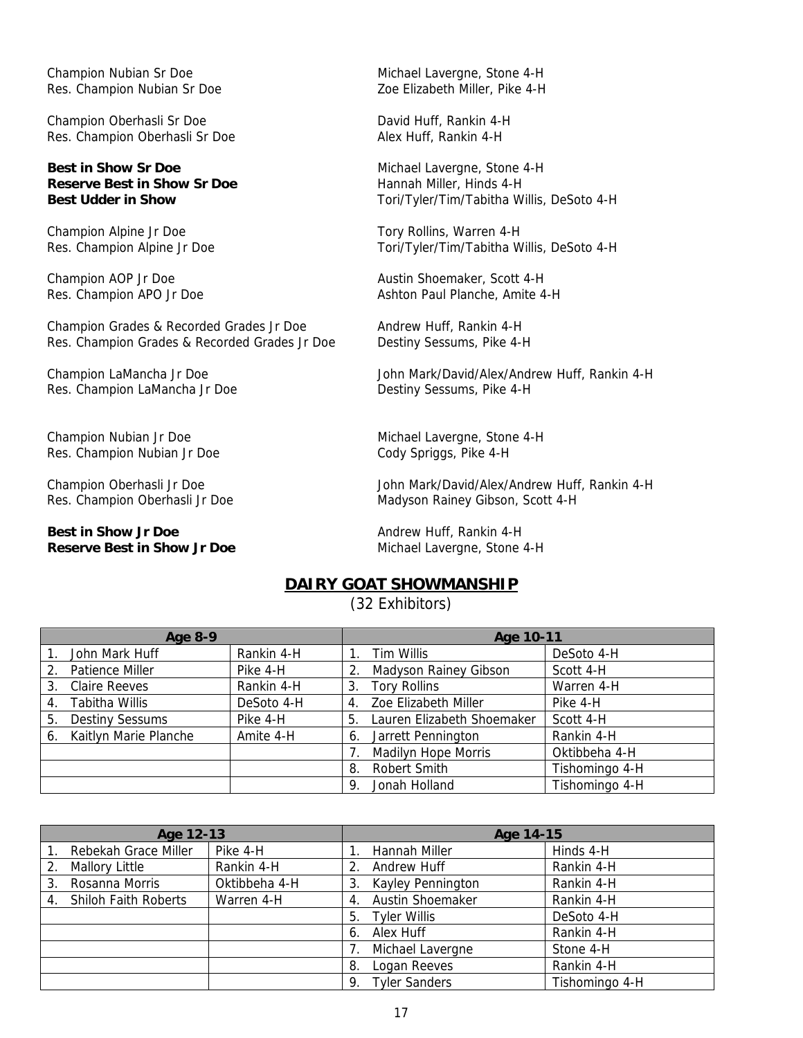Champion Nubian Sr Doe — Michael Lavergne, Stone 4-H
Res. Champion Nubian Sr Doe — Zoe Elizabeth Miller, Pike 4-H

Champion Oberhasli Sr Doe — David Huff, Rankin 4-H
Res. Champion Oberhasli Sr Doe — Alex Huff, Rankin 4-H

**Best in Show Sr Doe** — Michael Lavergne, Stone 4-H
**Reserve Best in Show Sr Doe** — Hannah Miller, Hinds 4-H
**Best Udder in Show** — Tori/Tyler/Tim/Tabitha Willis, DeSoto 4-H

Champion Alpine Jr Doe — Tory Rollins, Warren 4-H
Res. Champion Alpine Jr Doe — Tori/Tyler/Tim/Tabitha Willis, DeSoto 4-H

Champion AOP Jr Doe — Austin Shoemaker, Scott 4-H
Res. Champion APO Jr Doe — Ashton Paul Planche, Amite 4-H

Champion Grades & Recorded Grades Jr Doe — Andrew Huff, Rankin 4-H
Res. Champion Grades & Recorded Grades Jr Doe — Destiny Sessums, Pike 4-H

Champion LaMancha Jr Doe — John Mark/David/Alex/Andrew Huff, Rankin 4-H
Res. Champion LaMancha Jr Doe — Destiny Sessums, Pike 4-H

Champion Nubian Jr Doe — Michael Lavergne, Stone 4-H
Res. Champion Nubian Jr Doe — Cody Spriggs, Pike 4-H

Champion Oberhasli Jr Doe — John Mark/David/Alex/Andrew Huff, Rankin 4-H
Res. Champion Oberhasli Jr Doe — Madyson Rainey Gibson, Scott 4-H

**Best in Show Jr Doe** — Andrew Huff, Rankin 4-H
**Reserve Best in Show Jr Doe** — Michael Lavergne, Stone 4-H

## DAIRY GOAT SHOWMANSHIP

(32 Exhibitors)

| Age 8-9 | | Age 10-11 | |
|---|---|---|---|
| 1. John Mark Huff | Rankin 4-H | 1. Tim Willis | DeSoto 4-H |
| 2. Patience Miller | Pike 4-H | 2. Madyson Rainey Gibson | Scott 4-H |
| 3. Claire Reeves | Rankin 4-H | 3. Tory Rollins | Warren 4-H |
| 4. Tabitha Willis | DeSoto 4-H | 4. Zoe Elizabeth Miller | Pike 4-H |
| 5. Destiny Sessums | Pike 4-H | 5. Lauren Elizabeth Shoemaker | Scott 4-H |
| 6. Kaitlyn Marie Planche | Amite 4-H | 6. Jarrett Pennington | Rankin 4-H |
| | | 7. Madilyn Hope Morris | Oktibbeha 4-H |
| | | 8. Robert Smith | Tishomingo 4-H |
| | | 9. Jonah Holland | Tishomingo 4-H |

| Age 12-13 | | Age 14-15 | |
|---|---|---|---|
| 1. Rebekah Grace Miller | Pike 4-H | 1. Hannah Miller | Hinds 4-H |
| 2. Mallory Little | Rankin 4-H | 2. Andrew Huff | Rankin 4-H |
| 3. Rosanna Morris | Oktibbeha 4-H | 3. Kayley Pennington | Rankin 4-H |
| 4. Shiloh Faith Roberts | Warren 4-H | 4. Austin Shoemaker | Rankin 4-H |
| | | 5. Tyler Willis | DeSoto 4-H |
| | | 6. Alex Huff | Rankin 4-H |
| | | 7. Michael Lavergne | Stone 4-H |
| | | 8. Logan Reeves | Rankin 4-H |
| | | 9. Tyler Sanders | Tishomingo 4-H |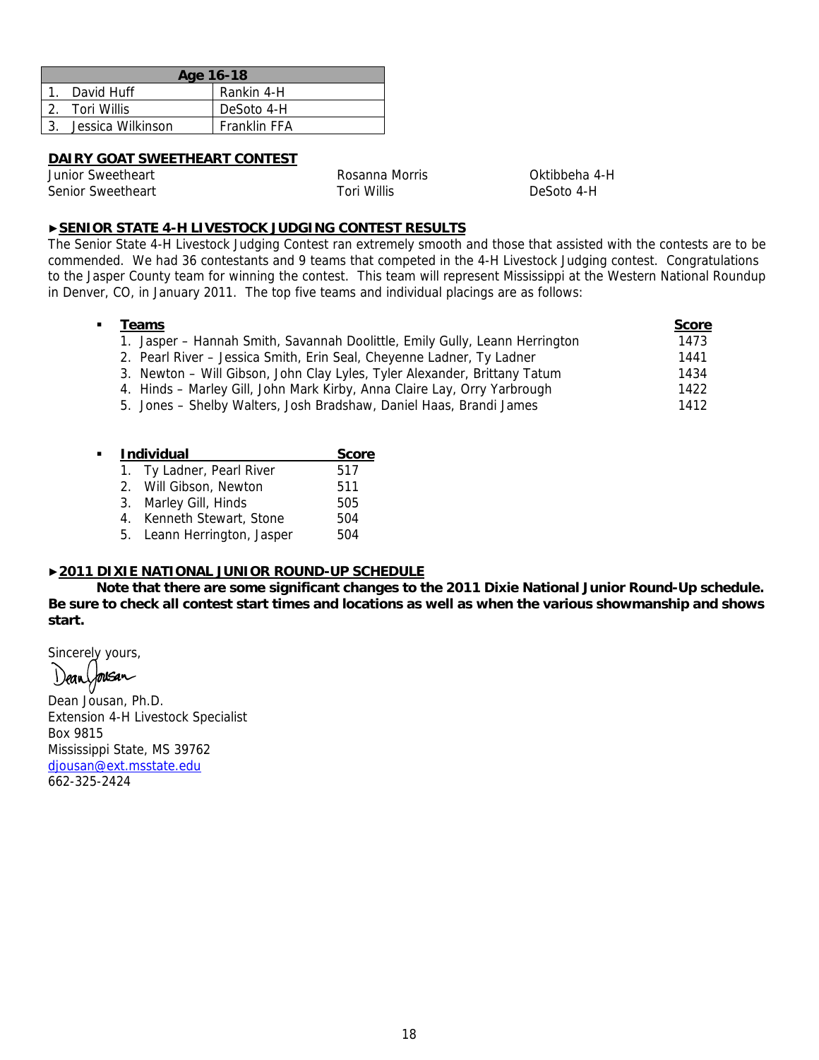| Age 16-18 | |
|---|---|
| 1. David Huff | Rankin 4-H |
| 2. Tori Willis | DeSoto 4-H |
| 3. Jessica Wilkinson | Franklin FFA |

**DAIRY GOAT SWEETHEART CONTEST**

| | | |
|---|---|---|
| Junior Sweetheart | Rosanna Morris | Oktibbeha 4-H |
| Senior Sweetheart | Tori Willis | DeSoto 4-H |

## ►SENIOR STATE 4-H LIVESTOCK JUDGING CONTEST RESULTS

The Senior State 4-H Livestock Judging Contest ran extremely smooth and those that assisted with the contests are to be commended. We had 36 contestants and 9 teams that competed in the 4-H Livestock Judging contest. Congratulations to the Jasper County team for winning the contest. This team will represent Mississippi at the Western National Roundup in Denver, CO, in January 2011. The top five teams and individual placings are as follows:

- **Teams**

| Teams | Score |
|---|---|
| 1. Jasper – Hannah Smith, Savannah Doolittle, Emily Gully, Leann Herrington | 1473 |
| 2. Pearl River – Jessica Smith, Erin Seal, Cheyenne Ladner, Ty Ladner | 1441 |
| 3. Newton – Will Gibson, John Clay Lyles, Tyler Alexander, Brittany Tatum | 1434 |
| 4. Hinds – Marley Gill, John Mark Kirby, Anna Claire Lay, Orry Yarbrough | 1422 |
| 5. Jones – Shelby Walters, Josh Bradshaw, Daniel Haas, Brandi James | 1412 |

- **Individual**

| Individual | Score |
|---|---|
| 1. Ty Ladner, Pearl River | 517 |
| 2. Will Gibson, Newton | 511 |
| 3. Marley Gill, Hinds | 505 |
| 4. Kenneth Stewart, Stone | 504 |
| 5. Leann Herrington, Jasper | 504 |

## ►2011 DIXIE NATIONAL JUNIOR ROUND-UP SCHEDULE

**Note that there are some significant changes to the 2011 Dixie National Junior Round-Up schedule. Be sure to check all contest start times and locations as well as when the various showmanship and shows start.**

Sincerely yours,

Dean Jousan

Dean Jousan, Ph.D.
Extension 4-H Livestock Specialist
Box 9815
Mississippi State, MS 39762
djousan@ext.msstate.edu
662-325-2424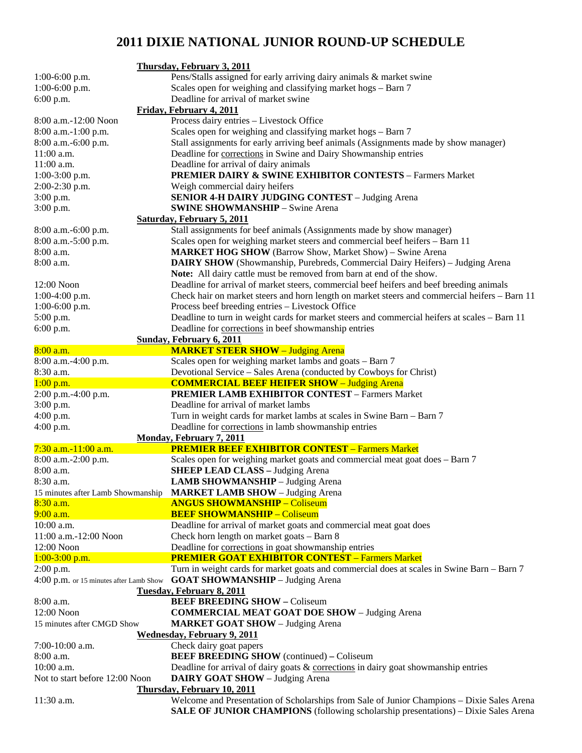# 2011 DIXIE NATIONAL JUNIOR ROUND-UP SCHEDULE

| | |
|---|---|
| | **Thursday, February 3, 2011** |
| 1:00-6:00 p.m. | Pens/Stalls assigned for early arriving dairy animals & market swine |
| 1:00-6:00 p.m. | Scales open for weighing and classifying market hogs – Barn 7 |
| 6:00 p.m. | Deadline for arrival of market swine |
| | **Friday, February 4, 2011** |
| 8:00 a.m.-12:00 Noon | Process dairy entries – Livestock Office |
| 8:00 a.m.-1:00 p.m. | Scales open for weighing and classifying market hogs – Barn 7 |
| 8:00 a.m.-6:00 p.m. | Stall assignments for early arriving beef animals (Assignments made by show manager) |
| 11:00 a.m. | Deadline for corrections in Swine and Dairy Showmanship entries |
| 11:00 a.m. | Deadline for arrival of dairy animals |
| 1:00-3:00 p.m. | **PREMIER DAIRY & SWINE EXHIBITOR CONTESTS** – Farmers Market |
| 2:00-2:30 p.m. | Weigh commercial dairy heifers |
| 3:00 p.m. | **SENIOR 4-H DAIRY JUDGING CONTEST** – Judging Arena |
| 3:00 p.m. | **SWINE SHOWMANSHIP** – Swine Arena |
| | **Saturday, February 5, 2011** |
| 8:00 a.m.-6:00 p.m. | Stall assignments for beef animals (Assignments made by show manager) |
| 8:00 a.m.-5:00 p.m. | Scales open for weighing market steers and commercial beef heifers – Barn 11 |
| 8:00 a.m. | **MARKET HOG SHOW** (Barrow Show, Market Show) – Swine Arena |
| 8:00 a.m. | **DAIRY SHOW** (Showmanship, Purebreds, Commercial Dairy Heifers) – Judging Arena<br>**Note:** All dairy cattle must be removed from barn at end of the show. |
| 12:00 Noon | Deadline for arrival of market steers, commercial beef heifers and beef breeding animals |
| 1:00-4:00 p.m. | Check hair on market steers and horn length on market steers and commercial heifers – Barn 11 |
| 1:00-6:00 p.m. | Process beef breeding entries – Livestock Office |
| 5:00 p.m. | Deadline to turn in weight cards for market steers and commercial heifers at scales – Barn 11 |
| 6:00 p.m. | Deadline for corrections in beef showmanship entries |
| | **Sunday, February 6, 2011** |
| 8:00 a.m. | **MARKET STEER SHOW** – Judging Arena |
| 8:00 a.m.-4:00 p.m. | Scales open for weighing market lambs and goats – Barn 7 |
| 8:30 a.m. | Devotional Service – Sales Arena (conducted by Cowboys for Christ) |
| 1:00 p.m. | **COMMERCIAL BEEF HEIFER SHOW** – Judging Arena |
| 2:00 p.m.-4:00 p.m. | **PREMIER LAMB EXHIBITOR CONTEST** – Farmers Market |
| 3:00 p.m. | Deadline for arrival of market lambs |
| 4:00 p.m. | Turn in weight cards for market lambs at scales in Swine Barn – Barn 7 |
| 4:00 p.m. | Deadline for corrections in lamb showmanship entries |
| | **Monday, February 7, 2011** |
| 7:30 a.m.-11:00 a.m. | **PREMIER BEEF EXHIBITOR CONTEST** – Farmers Market |
| 8:00 a.m.-2:00 p.m. | Scales open for weighing market goats and commercial meat goat does – Barn 7 |
| 8:00 a.m. | **SHEEP LEAD CLASS** – Judging Arena |
| 8:30 a.m. | **LAMB SHOWMANSHIP** – Judging Arena |
| 15 minutes after Lamb Showmanship | **MARKET LAMB SHOW** – Judging Arena |
| 8:30 a.m. | **ANGUS SHOWMANSHIP** – Coliseum |
| 9:00 a.m. | **BEEF SHOWMANSHIP** – Coliseum |
| 10:00 a.m. | Deadline for arrival of market goats and commercial meat goat does |
| 11:00 a.m.-12:00 Noon | Check horn length on market goats – Barn 8 |
| 12:00 Noon | Deadline for corrections in goat showmanship entries |
| 1:00-3:00 p.m. | **PREMIER GOAT EXHIBITOR CONTEST** – Farmers Market |
| 2:00 p.m. | Turn in weight cards for market goats and commercial does at scales in Swine Barn – Barn 7 |
| 4:00 p.m. or 15 minutes after Lamb Show | **GOAT SHOWMANSHIP** – Judging Arena |
| | **Tuesday, February 8, 2011** |
| 8:00 a.m. | **BEEF BREEDING SHOW** – Coliseum |
| 12:00 Noon | **COMMERCIAL MEAT GOAT DOE SHOW** – Judging Arena |
| 15 minutes after CMGD Show | **MARKET GOAT SHOW** – Judging Arena |
| | **Wednesday, February 9, 2011** |
| 7:00-10:00 a.m. | Check dairy goat papers |
| 8:00 a.m. | **BEEF BREEDING SHOW** (continued) – Coliseum |
| 10:00 a.m. | Deadline for arrival of dairy goats & corrections in dairy goat showmanship entries |
| Not to start before 12:00 Noon | **DAIRY GOAT SHOW** – Judging Arena |
| | **Thursday, February 10, 2011** |
| 11:30 a.m. | Welcome and Presentation of Scholarships from Sale of Junior Champions – Dixie Sales Arena<br>**SALE OF JUNIOR CHAMPIONS** (following scholarship presentations) – Dixie Sales Arena |